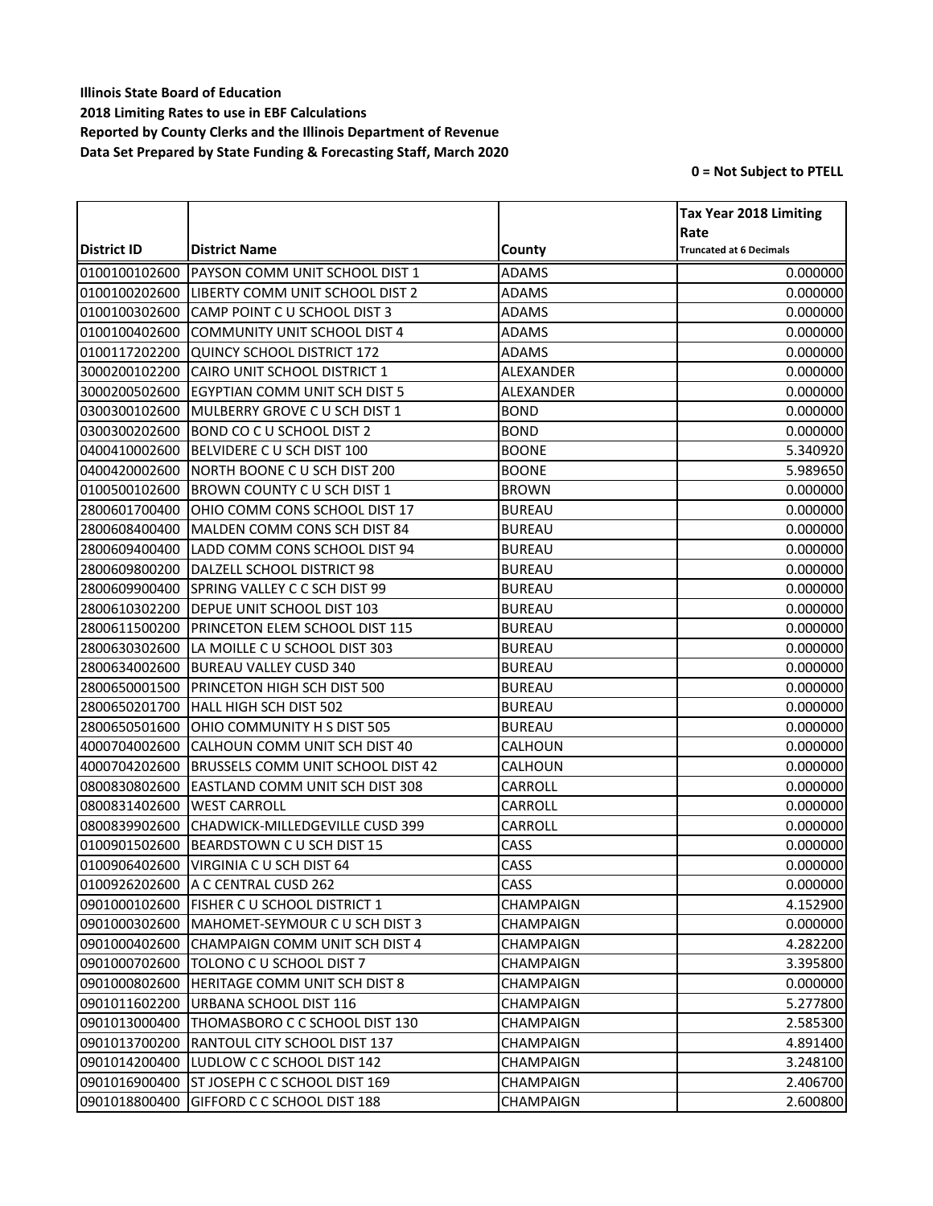**Illinois State Board of Education**
**2018 Limiting Rates to use in EBF Calculations**
**Reported by County Clerks and the Illinois Department of Revenue**
**Data Set Prepared by State Funding & Forecasting Staff, March 2020**

**0 = Not Subject to PTELL**

| District ID | District Name | County | Tax Year 2018 Limiting Rate<br>Truncated at 6 Decimals |
|---|---|---|---|
| 0100100102600 | PAYSON COMM UNIT SCHOOL DIST 1 | ADAMS | 0.000000 |
| 0100100202600 | LIBERTY COMM UNIT SCHOOL DIST 2 | ADAMS | 0.000000 |
| 0100100302600 | CAMP POINT C U SCHOOL DIST 3 | ADAMS | 0.000000 |
| 0100100402600 | COMMUNITY UNIT SCHOOL DIST 4 | ADAMS | 0.000000 |
| 0100117202200 | QUINCY SCHOOL DISTRICT 172 | ADAMS | 0.000000 |
| 3000200102200 | CAIRO UNIT SCHOOL DISTRICT 1 | ALEXANDER | 0.000000 |
| 3000200502600 | EGYPTIAN COMM UNIT SCH DIST 5 | ALEXANDER | 0.000000 |
| 0300300102600 | MULBERRY GROVE C U SCH DIST 1 | BOND | 0.000000 |
| 0300300202600 | BOND CO C U SCHOOL DIST 2 | BOND | 0.000000 |
| 0400410002600 | BELVIDERE C U SCH DIST 100 | BOONE | 5.340920 |
| 0400420002600 | NORTH BOONE C U SCH DIST 200 | BOONE | 5.989650 |
| 0100500102600 | BROWN COUNTY C U SCH DIST 1 | BROWN | 0.000000 |
| 2800601700400 | OHIO COMM CONS SCHOOL DIST 17 | BUREAU | 0.000000 |
| 2800608400400 | MALDEN COMM CONS SCH DIST 84 | BUREAU | 0.000000 |
| 2800609400400 | LADD COMM CONS SCHOOL DIST 94 | BUREAU | 0.000000 |
| 2800609800200 | DALZELL SCHOOL DISTRICT 98 | BUREAU | 0.000000 |
| 2800609900400 | SPRING VALLEY C C SCH DIST 99 | BUREAU | 0.000000 |
| 2800610302200 | DEPUE UNIT SCHOOL DIST 103 | BUREAU | 0.000000 |
| 2800611500200 | PRINCETON ELEM SCHOOL DIST 115 | BUREAU | 0.000000 |
| 2800630302600 | LA MOILLE C U SCHOOL DIST 303 | BUREAU | 0.000000 |
| 2800634002600 | BUREAU VALLEY CUSD 340 | BUREAU | 0.000000 |
| 2800650001500 | PRINCETON HIGH SCH DIST 500 | BUREAU | 0.000000 |
| 2800650201700 | HALL HIGH SCH DIST 502 | BUREAU | 0.000000 |
| 2800650501600 | OHIO COMMUNITY H S DIST 505 | BUREAU | 0.000000 |
| 4000704002600 | CALHOUN COMM UNIT SCH DIST 40 | CALHOUN | 0.000000 |
| 4000704202600 | BRUSSELS COMM UNIT SCHOOL DIST 42 | CALHOUN | 0.000000 |
| 0800830802600 | EASTLAND COMM UNIT SCH DIST 308 | CARROLL | 0.000000 |
| 0800831402600 | WEST CARROLL | CARROLL | 0.000000 |
| 0800839902600 | CHADWICK-MILLEDGEVILLE CUSD 399 | CARROLL | 0.000000 |
| 0100901502600 | BEARDSTOWN C U SCH DIST 15 | CASS | 0.000000 |
| 0100906402600 | VIRGINIA C U SCH DIST 64 | CASS | 0.000000 |
| 0100926202600 | A C CENTRAL CUSD 262 | CASS | 0.000000 |
| 0901000102600 | FISHER C U SCHOOL DISTRICT 1 | CHAMPAIGN | 4.152900 |
| 0901000302600 | MAHOMET-SEYMOUR C U SCH DIST 3 | CHAMPAIGN | 0.000000 |
| 0901000402600 | CHAMPAIGN COMM UNIT SCH DIST 4 | CHAMPAIGN | 4.282200 |
| 0901000702600 | TOLONO C U SCHOOL DIST 7 | CHAMPAIGN | 3.395800 |
| 0901000802600 | HERITAGE COMM UNIT SCH DIST 8 | CHAMPAIGN | 0.000000 |
| 0901011602200 | URBANA SCHOOL DIST 116 | CHAMPAIGN | 5.277800 |
| 0901013000400 | THOMASBORO C C SCHOOL DIST 130 | CHAMPAIGN | 2.585300 |
| 0901013700200 | RANTOUL CITY SCHOOL DIST 137 | CHAMPAIGN | 4.891400 |
| 0901014200400 | LUDLOW C C SCHOOL DIST 142 | CHAMPAIGN | 3.248100 |
| 0901016900400 | ST JOSEPH C C SCHOOL DIST 169 | CHAMPAIGN | 2.406700 |
| 0901018800400 | GIFFORD C C SCHOOL DIST 188 | CHAMPAIGN | 2.600800 |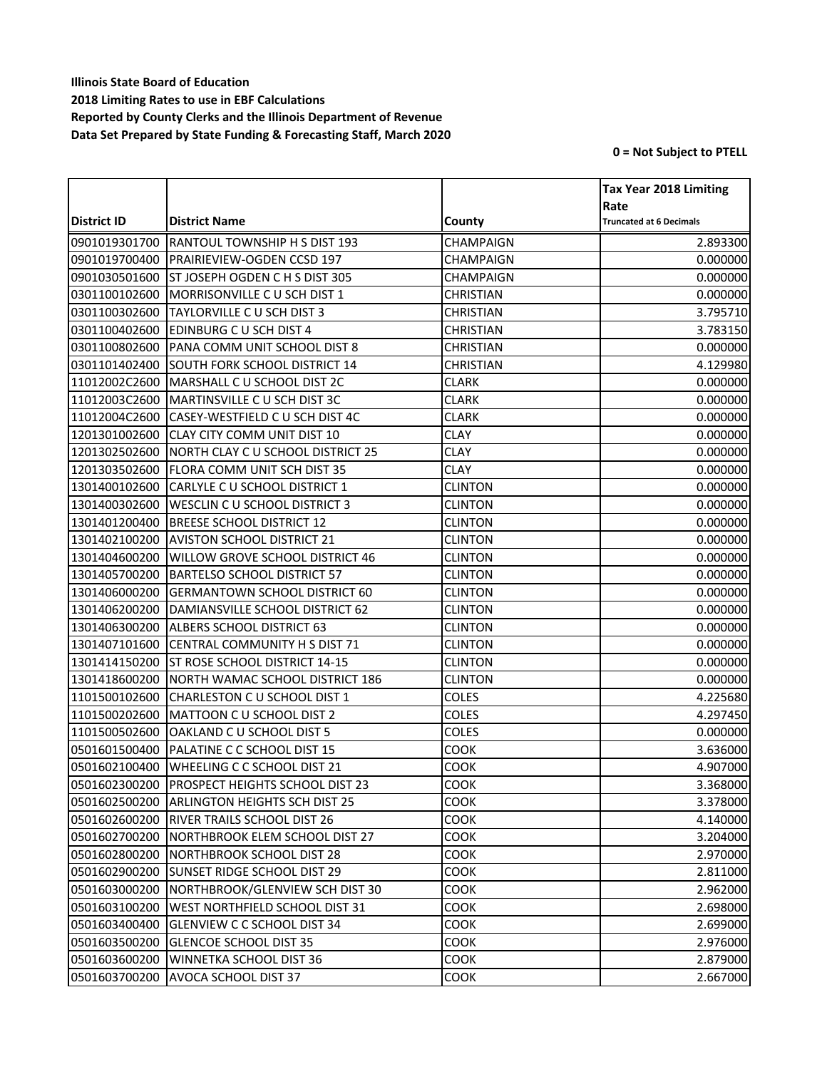**Illinois State Board of Education**
**2018 Limiting Rates to use in EBF Calculations**
**Reported by County Clerks and the Illinois Department of Revenue**
**Data Set Prepared by State Funding & Forecasting Staff, March 2020**

**0 = Not Subject to PTELL**

| District ID | District Name | County | Tax Year 2018 Limiting Rate Truncated at 6 Decimals |
|---|---|---|---|
| 0901019301700 | RANTOUL TOWNSHIP H S DIST 193 | CHAMPAIGN | 2.893300 |
| 0901019700400 | PRAIRIEVIEW-OGDEN CCSD 197 | CHAMPAIGN | 0.000000 |
| 0901030501600 | ST JOSEPH OGDEN C H S DIST 305 | CHAMPAIGN | 0.000000 |
| 0301100102600 | MORRISONVILLE C U SCH DIST 1 | CHRISTIAN | 0.000000 |
| 0301100302600 | TAYLORVILLE C U SCH DIST 3 | CHRISTIAN | 3.795710 |
| 0301100402600 | EDINBURG C U SCH DIST 4 | CHRISTIAN | 3.783150 |
| 0301100802600 | PANA COMM UNIT SCHOOL DIST 8 | CHRISTIAN | 0.000000 |
| 0301101402400 | SOUTH FORK SCHOOL DISTRICT 14 | CHRISTIAN | 4.129980 |
| 11012002C2600 | MARSHALL C U SCHOOL DIST 2C | CLARK | 0.000000 |
| 11012003C2600 | MARTINSVILLE C U SCH DIST 3C | CLARK | 0.000000 |
| 11012004C2600 | CASEY-WESTFIELD C U SCH DIST 4C | CLARK | 0.000000 |
| 1201301002600 | CLAY CITY COMM UNIT DIST 10 | CLAY | 0.000000 |
| 1201302502600 | NORTH CLAY C U SCHOOL DISTRICT 25 | CLAY | 0.000000 |
| 1201303502600 | FLORA COMM UNIT SCH DIST 35 | CLAY | 0.000000 |
| 1301400102600 | CARLYLE C U SCHOOL DISTRICT 1 | CLINTON | 0.000000 |
| 1301400302600 | WESCLIN C U SCHOOL DISTRICT 3 | CLINTON | 0.000000 |
| 1301401200400 | BREESE SCHOOL DISTRICT 12 | CLINTON | 0.000000 |
| 1301402100200 | AVISTON SCHOOL DISTRICT 21 | CLINTON | 0.000000 |
| 1301404600200 | WILLOW GROVE SCHOOL DISTRICT 46 | CLINTON | 0.000000 |
| 1301405700200 | BARTELSO SCHOOL DISTRICT 57 | CLINTON | 0.000000 |
| 1301406000200 | GERMANTOWN SCHOOL DISTRICT 60 | CLINTON | 0.000000 |
| 1301406200200 | DAMIANSVILLE SCHOOL DISTRICT 62 | CLINTON | 0.000000 |
| 1301406300200 | ALBERS SCHOOL DISTRICT 63 | CLINTON | 0.000000 |
| 1301407101600 | CENTRAL COMMUNITY H S DIST 71 | CLINTON | 0.000000 |
| 1301414150200 | ST ROSE SCHOOL DISTRICT 14-15 | CLINTON | 0.000000 |
| 1301418600200 | NORTH WAMAC SCHOOL DISTRICT 186 | CLINTON | 0.000000 |
| 1101500102600 | CHARLESTON C U SCHOOL DIST 1 | COLES | 4.225680 |
| 1101500202600 | MATTOON C U SCHOOL DIST 2 | COLES | 4.297450 |
| 1101500502600 | OAKLAND C U SCHOOL DIST 5 | COLES | 0.000000 |
| 0501601500400 | PALATINE C C SCHOOL DIST 15 | COOK | 3.636000 |
| 0501602100400 | WHEELING C C SCHOOL DIST 21 | COOK | 4.907000 |
| 0501602300200 | PROSPECT HEIGHTS SCHOOL DIST 23 | COOK | 3.368000 |
| 0501602500200 | ARLINGTON HEIGHTS SCH DIST 25 | COOK | 3.378000 |
| 0501602600200 | RIVER TRAILS SCHOOL DIST 26 | COOK | 4.140000 |
| 0501602700200 | NORTHBROOK ELEM SCHOOL DIST 27 | COOK | 3.204000 |
| 0501602800200 | NORTHBROOK SCHOOL DIST 28 | COOK | 2.970000 |
| 0501602900200 | SUNSET RIDGE SCHOOL DIST 29 | COOK | 2.811000 |
| 0501603000200 | NORTHBROOK/GLENVIEW SCH DIST 30 | COOK | 2.962000 |
| 0501603100200 | WEST NORTHFIELD SCHOOL DIST 31 | COOK | 2.698000 |
| 0501603400400 | GLENVIEW C C SCHOOL DIST 34 | COOK | 2.699000 |
| 0501603500200 | GLENCOE SCHOOL DIST 35 | COOK | 2.976000 |
| 0501603600200 | WINNETKA SCHOOL DIST 36 | COOK | 2.879000 |
| 0501603700200 | AVOCA SCHOOL DIST 37 | COOK | 2.667000 |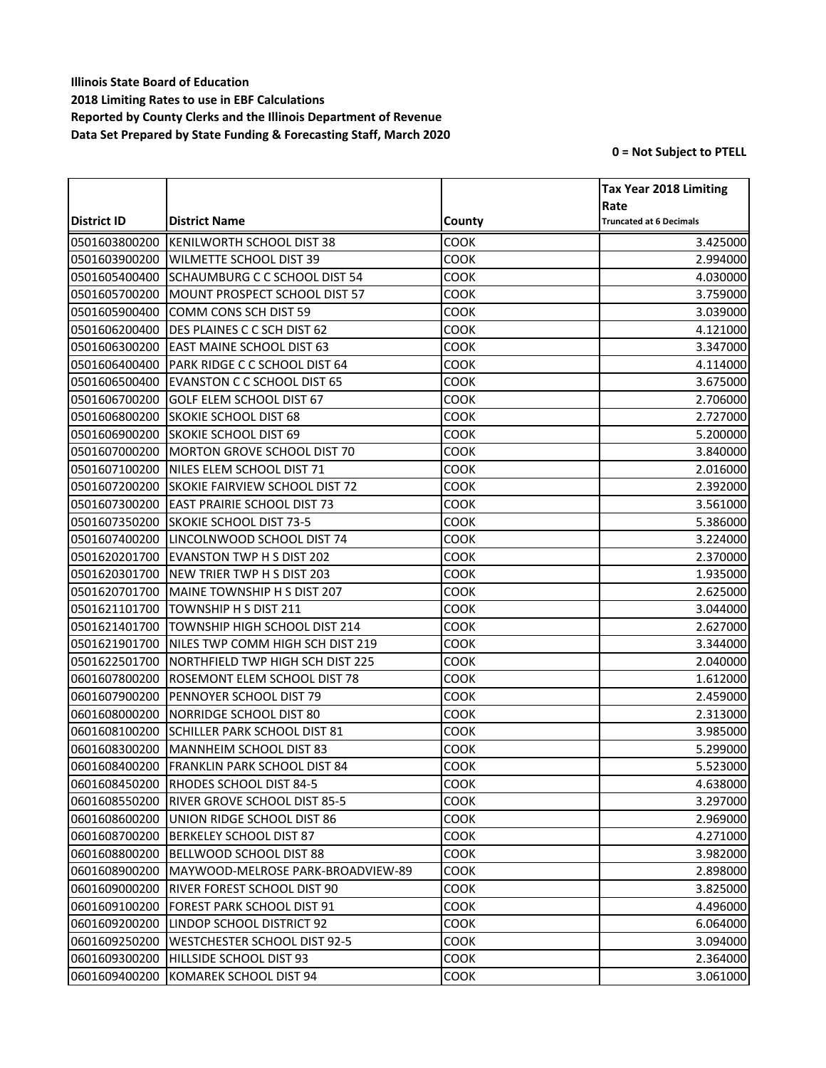**Illinois State Board of Education**
**2018 Limiting Rates to use in EBF Calculations**
**Reported by County Clerks and the Illinois Department of Revenue**
**Data Set Prepared by State Funding & Forecasting Staff, March 2020**

**0 = Not Subject to PTELL**

| District ID | District Name | County | Tax Year 2018 Limiting Rate Truncated at 6 Decimals |
|---|---|---|---|
| 0501603800200 | KENILWORTH SCHOOL DIST 38 | COOK | 3.425000 |
| 0501603900200 | WILMETTE SCHOOL DIST 39 | COOK | 2.994000 |
| 0501605400400 | SCHAUMBURG C C SCHOOL DIST 54 | COOK | 4.030000 |
| 0501605700200 | MOUNT PROSPECT SCHOOL DIST 57 | COOK | 3.759000 |
| 0501605900400 | COMM CONS SCH DIST 59 | COOK | 3.039000 |
| 0501606200400 | DES PLAINES C C SCH DIST 62 | COOK | 4.121000 |
| 0501606300200 | EAST MAINE SCHOOL DIST 63 | COOK | 3.347000 |
| 0501606400400 | PARK RIDGE C C SCHOOL DIST 64 | COOK | 4.114000 |
| 0501606500400 | EVANSTON C C SCHOOL DIST 65 | COOK | 3.675000 |
| 0501606700200 | GOLF ELEM SCHOOL DIST 67 | COOK | 2.706000 |
| 0501606800200 | SKOKIE SCHOOL DIST 68 | COOK | 2.727000 |
| 0501606900200 | SKOKIE SCHOOL DIST 69 | COOK | 5.200000 |
| 0501607000200 | MORTON GROVE SCHOOL DIST 70 | COOK | 3.840000 |
| 0501607100200 | NILES ELEM SCHOOL DIST 71 | COOK | 2.016000 |
| 0501607200200 | SKOKIE FAIRVIEW SCHOOL DIST 72 | COOK | 2.392000 |
| 0501607300200 | EAST PRAIRIE SCHOOL DIST 73 | COOK | 3.561000 |
| 0501607350200 | SKOKIE SCHOOL DIST 73-5 | COOK | 5.386000 |
| 0501607400200 | LINCOLNWOOD SCHOOL DIST 74 | COOK | 3.224000 |
| 0501620201700 | EVANSTON TWP H S DIST 202 | COOK | 2.370000 |
| 0501620301700 | NEW TRIER TWP H S DIST 203 | COOK | 1.935000 |
| 0501620701700 | MAINE TOWNSHIP H S DIST 207 | COOK | 2.625000 |
| 0501621101700 | TOWNSHIP H S DIST 211 | COOK | 3.044000 |
| 0501621401700 | TOWNSHIP HIGH SCHOOL DIST 214 | COOK | 2.627000 |
| 0501621901700 | NILES TWP COMM HIGH SCH DIST 219 | COOK | 3.344000 |
| 0501622501700 | NORTHFIELD TWP HIGH SCH DIST 225 | COOK | 2.040000 |
| 0601607800200 | ROSEMONT ELEM SCHOOL DIST 78 | COOK | 1.612000 |
| 0601607900200 | PENNOYER SCHOOL DIST 79 | COOK | 2.459000 |
| 0601608000200 | NORRIDGE SCHOOL DIST 80 | COOK | 2.313000 |
| 0601608100200 | SCHILLER PARK SCHOOL DIST 81 | COOK | 3.985000 |
| 0601608300200 | MANNHEIM SCHOOL DIST 83 | COOK | 5.299000 |
| 0601608400200 | FRANKLIN PARK SCHOOL DIST 84 | COOK | 5.523000 |
| 0601608450200 | RHODES SCHOOL DIST 84-5 | COOK | 4.638000 |
| 0601608550200 | RIVER GROVE SCHOOL DIST 85-5 | COOK | 3.297000 |
| 0601608600200 | UNION RIDGE SCHOOL DIST 86 | COOK | 2.969000 |
| 0601608700200 | BERKELEY SCHOOL DIST 87 | COOK | 4.271000 |
| 0601608800200 | BELLWOOD SCHOOL DIST 88 | COOK | 3.982000 |
| 0601608900200 | MAYWOOD-MELROSE PARK-BROADVIEW-89 | COOK | 2.898000 |
| 0601609000200 | RIVER FOREST SCHOOL DIST 90 | COOK | 3.825000 |
| 0601609100200 | FOREST PARK SCHOOL DIST 91 | COOK | 4.496000 |
| 0601609200200 | LINDOP SCHOOL DISTRICT 92 | COOK | 6.064000 |
| 0601609250200 | WESTCHESTER SCHOOL DIST 92-5 | COOK | 3.094000 |
| 0601609300200 | HILLSIDE SCHOOL DIST 93 | COOK | 2.364000 |
| 0601609400200 | KOMAREK SCHOOL DIST 94 | COOK | 3.061000 |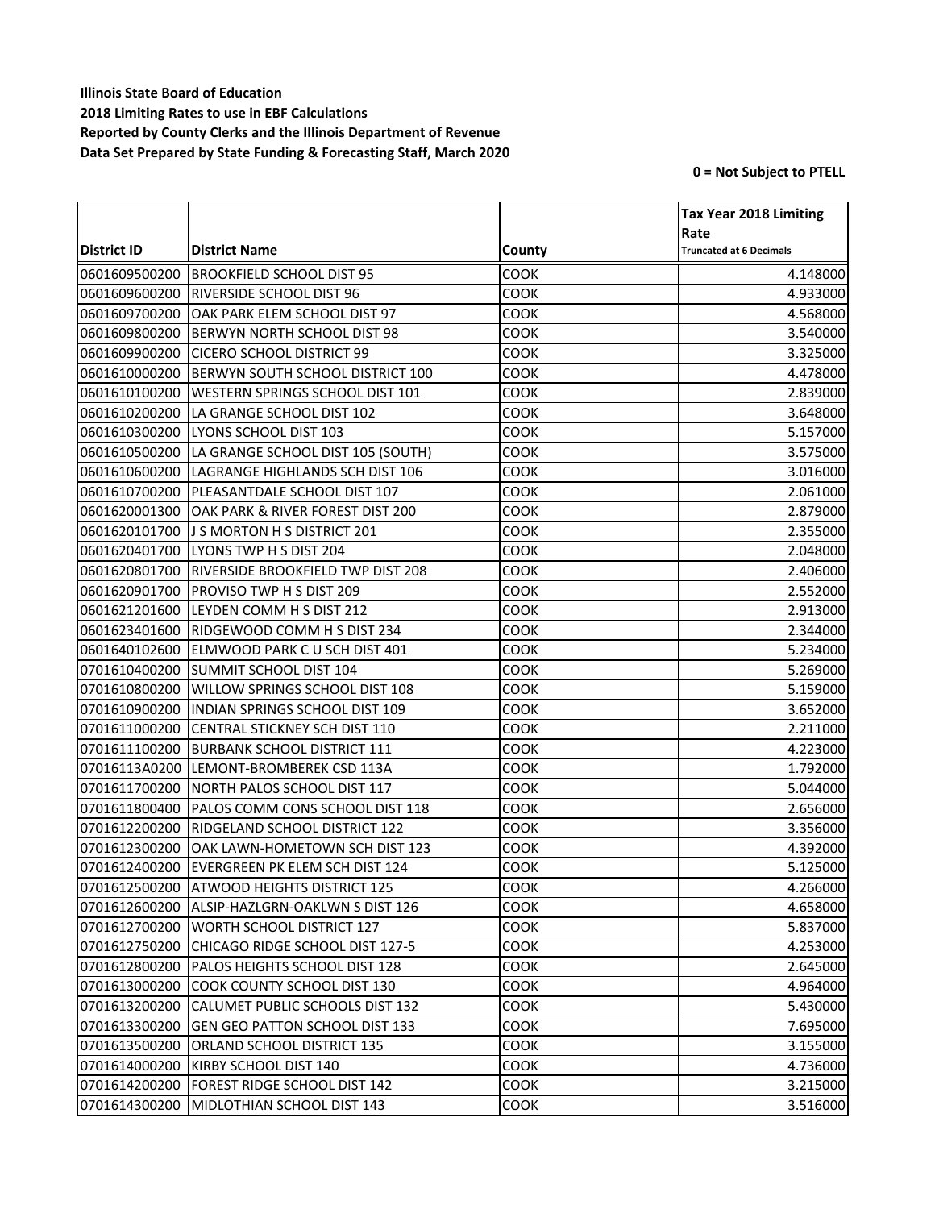**Illinois State Board of Education**
**2018 Limiting Rates to use in EBF Calculations**
**Reported by County Clerks and the Illinois Department of Revenue**
**Data Set Prepared by State Funding & Forecasting Staff, March 2020**

**0 = Not Subject to PTELL**

| District ID | District Name | County | Tax Year 2018 Limiting Rate Truncated at 6 Decimals |
|---|---|---|---|
| 0601609500200 | BROOKFIELD SCHOOL DIST 95 | COOK | 4.148000 |
| 0601609600200 | RIVERSIDE SCHOOL DIST 96 | COOK | 4.933000 |
| 0601609700200 | OAK PARK ELEM SCHOOL DIST 97 | COOK | 4.568000 |
| 0601609800200 | BERWYN NORTH SCHOOL DIST 98 | COOK | 3.540000 |
| 0601609900200 | CICERO SCHOOL DISTRICT 99 | COOK | 3.325000 |
| 0601610000200 | BERWYN SOUTH SCHOOL DISTRICT 100 | COOK | 4.478000 |
| 0601610100200 | WESTERN SPRINGS SCHOOL DIST 101 | COOK | 2.839000 |
| 0601610200200 | LA GRANGE SCHOOL DIST 102 | COOK | 3.648000 |
| 0601610300200 | LYONS SCHOOL DIST 103 | COOK | 5.157000 |
| 0601610500200 | LA GRANGE SCHOOL DIST 105 (SOUTH) | COOK | 3.575000 |
| 0601610600200 | LAGRANGE HIGHLANDS SCH DIST 106 | COOK | 3.016000 |
| 0601610700200 | PLEASANTDALE SCHOOL DIST 107 | COOK | 2.061000 |
| 0601620001300 | OAK PARK & RIVER FOREST DIST 200 | COOK | 2.879000 |
| 0601620101700 | J S MORTON H S DISTRICT 201 | COOK | 2.355000 |
| 0601620401700 | LYONS TWP H S DIST 204 | COOK | 2.048000 |
| 0601620801700 | RIVERSIDE BROOKFIELD TWP DIST 208 | COOK | 2.406000 |
| 0601620901700 | PROVISO TWP H S DIST 209 | COOK | 2.552000 |
| 0601621201600 | LEYDEN COMM H S DIST 212 | COOK | 2.913000 |
| 0601623401600 | RIDGEWOOD COMM H S DIST 234 | COOK | 2.344000 |
| 0601640102600 | ELMWOOD PARK C U SCH DIST 401 | COOK | 5.234000 |
| 0701610400200 | SUMMIT SCHOOL DIST 104 | COOK | 5.269000 |
| 0701610800200 | WILLOW SPRINGS SCHOOL DIST 108 | COOK | 5.159000 |
| 0701610900200 | INDIAN SPRINGS SCHOOL DIST 109 | COOK | 3.652000 |
| 0701611000200 | CENTRAL STICKNEY SCH DIST 110 | COOK | 2.211000 |
| 0701611100200 | BURBANK SCHOOL DISTRICT 111 | COOK | 4.223000 |
| 07016113A0200 | LEMONT-BROMBEREK CSD 113A | COOK | 1.792000 |
| 0701611700200 | NORTH PALOS SCHOOL DIST 117 | COOK | 5.044000 |
| 0701611800400 | PALOS COMM CONS SCHOOL DIST 118 | COOK | 2.656000 |
| 0701612200200 | RIDGELAND SCHOOL DISTRICT 122 | COOK | 3.356000 |
| 0701612300200 | OAK LAWN-HOMETOWN SCH DIST 123 | COOK | 4.392000 |
| 0701612400200 | EVERGREEN PK ELEM SCH DIST 124 | COOK | 5.125000 |
| 0701612500200 | ATWOOD HEIGHTS DISTRICT 125 | COOK | 4.266000 |
| 0701612600200 | ALSIP-HAZLGRN-OAKLWN S DIST 126 | COOK | 4.658000 |
| 0701612700200 | WORTH SCHOOL DISTRICT 127 | COOK | 5.837000 |
| 0701612750200 | CHICAGO RIDGE SCHOOL DIST 127-5 | COOK | 4.253000 |
| 0701612800200 | PALOS HEIGHTS SCHOOL DIST 128 | COOK | 2.645000 |
| 0701613000200 | COOK COUNTY SCHOOL DIST 130 | COOK | 4.964000 |
| 0701613200200 | CALUMET PUBLIC SCHOOLS DIST 132 | COOK | 5.430000 |
| 0701613300200 | GEN GEO PATTON SCHOOL DIST 133 | COOK | 7.695000 |
| 0701613500200 | ORLAND SCHOOL DISTRICT 135 | COOK | 3.155000 |
| 0701614000200 | KIRBY SCHOOL DIST 140 | COOK | 4.736000 |
| 0701614200200 | FOREST RIDGE SCHOOL DIST 142 | COOK | 3.215000 |
| 0701614300200 | MIDLOTHIAN SCHOOL DIST 143 | COOK | 3.516000 |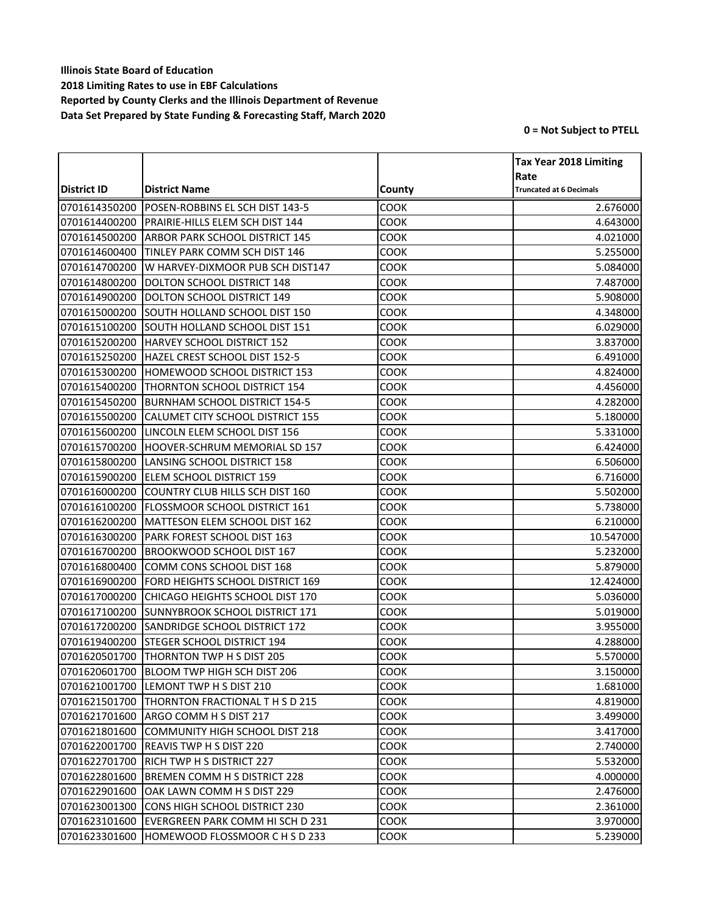**Illinois State Board of Education**
**2018 Limiting Rates to use in EBF Calculations**
**Reported by County Clerks and the Illinois Department of Revenue**
**Data Set Prepared by State Funding & Forecasting Staff, March 2020**

**0 = Not Subject to PTELL**

| District ID | District Name | County | Tax Year 2018 Limiting Rate Truncated at 6 Decimals |
|---|---|---|---|
| 0701614350200 | POSEN-ROBBINS EL SCH DIST 143-5 | COOK | 2.676000 |
| 0701614400200 | PRAIRIE-HILLS ELEM SCH DIST 144 | COOK | 4.643000 |
| 0701614500200 | ARBOR PARK SCHOOL DISTRICT 145 | COOK | 4.021000 |
| 0701614600400 | TINLEY PARK COMM SCH DIST 146 | COOK | 5.255000 |
| 0701614700200 | W HARVEY-DIXMOOR PUB SCH DIST147 | COOK | 5.084000 |
| 0701614800200 | DOLTON SCHOOL DISTRICT 148 | COOK | 7.487000 |
| 0701614900200 | DOLTON SCHOOL DISTRICT 149 | COOK | 5.908000 |
| 0701615000200 | SOUTH HOLLAND SCHOOL DIST 150 | COOK | 4.348000 |
| 0701615100200 | SOUTH HOLLAND SCHOOL DIST 151 | COOK | 6.029000 |
| 0701615200200 | HARVEY SCHOOL DISTRICT 152 | COOK | 3.837000 |
| 0701615250200 | HAZEL CREST SCHOOL DIST 152-5 | COOK | 6.491000 |
| 0701615300200 | HOMEWOOD SCHOOL DISTRICT 153 | COOK | 4.824000 |
| 0701615400200 | THORNTON SCHOOL DISTRICT 154 | COOK | 4.456000 |
| 0701615450200 | BURNHAM SCHOOL DISTRICT 154-5 | COOK | 4.282000 |
| 0701615500200 | CALUMET CITY SCHOOL DISTRICT 155 | COOK | 5.180000 |
| 0701615600200 | LINCOLN ELEM SCHOOL DIST 156 | COOK | 5.331000 |
| 0701615700200 | HOOVER-SCHRUM MEMORIAL SD 157 | COOK | 6.424000 |
| 0701615800200 | LANSING SCHOOL DISTRICT 158 | COOK | 6.506000 |
| 0701615900200 | ELEM SCHOOL DISTRICT 159 | COOK | 6.716000 |
| 0701616000200 | COUNTRY CLUB HILLS SCH DIST 160 | COOK | 5.502000 |
| 0701616100200 | FLOSSMOOR SCHOOL DISTRICT 161 | COOK | 5.738000 |
| 0701616200200 | MATTESON ELEM SCHOOL DIST 162 | COOK | 6.210000 |
| 0701616300200 | PARK FOREST SCHOOL DIST 163 | COOK | 10.547000 |
| 0701616700200 | BROOKWOOD SCHOOL DIST 167 | COOK | 5.232000 |
| 0701616800400 | COMM CONS SCHOOL DIST 168 | COOK | 5.879000 |
| 0701616900200 | FORD HEIGHTS SCHOOL DISTRICT 169 | COOK | 12.424000 |
| 0701617000200 | CHICAGO HEIGHTS SCHOOL DIST 170 | COOK | 5.036000 |
| 0701617100200 | SUNNYBROOK SCHOOL DISTRICT 171 | COOK | 5.019000 |
| 0701617200200 | SANDRIDGE SCHOOL DISTRICT 172 | COOK | 3.955000 |
| 0701619400200 | STEGER SCHOOL DISTRICT 194 | COOK | 4.288000 |
| 0701620501700 | THORNTON TWP H S DIST 205 | COOK | 5.570000 |
| 0701620601700 | BLOOM TWP HIGH SCH DIST 206 | COOK | 3.150000 |
| 0701621001700 | LEMONT TWP H S DIST 210 | COOK | 1.681000 |
| 0701621501700 | THORNTON FRACTIONAL T H S D 215 | COOK | 4.819000 |
| 0701621701600 | ARGO COMM H S DIST 217 | COOK | 3.499000 |
| 0701621801600 | COMMUNITY HIGH SCHOOL DIST 218 | COOK | 3.417000 |
| 0701622001700 | REAVIS TWP H S DIST 220 | COOK | 2.740000 |
| 0701622701700 | RICH TWP H S DISTRICT 227 | COOK | 5.532000 |
| 0701622801600 | BREMEN COMM H S DISTRICT 228 | COOK | 4.000000 |
| 0701622901600 | OAK LAWN COMM H S DIST 229 | COOK | 2.476000 |
| 0701623001300 | CONS HIGH SCHOOL DISTRICT 230 | COOK | 2.361000 |
| 0701623101600 | EVERGREEN PARK COMM HI SCH D 231 | COOK | 3.970000 |
| 0701623301600 | HOMEWOOD FLOSSMOOR C H S D 233 | COOK | 5.239000 |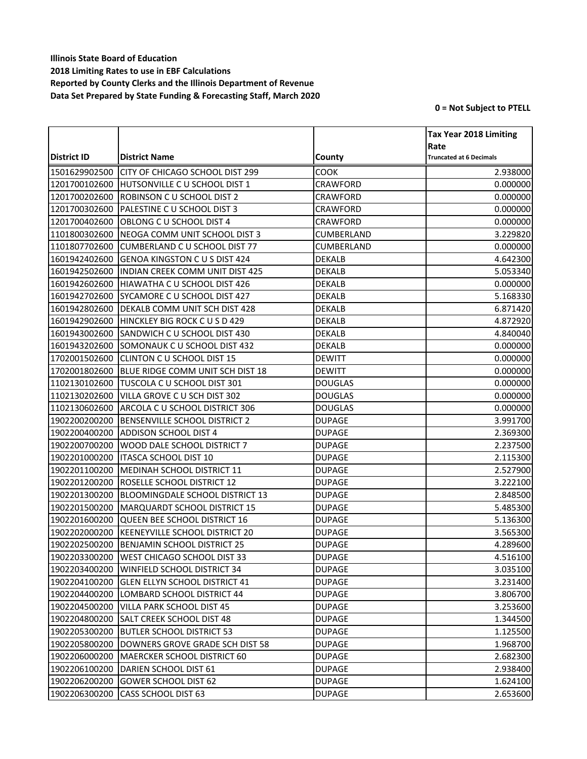**Illinois State Board of Education**
**2018 Limiting Rates to use in EBF Calculations**
**Reported by County Clerks and the Illinois Department of Revenue**
**Data Set Prepared by State Funding & Forecasting Staff, March 2020**

**0 = Not Subject to PTELL**

| District ID | District Name | County | Tax Year 2018 Limiting Rate Truncated at 6 Decimals |
|---|---|---|---|
| 1501629902500 | CITY OF CHICAGO SCHOOL DIST 299 | COOK | 2.938000 |
| 1201700102600 | HUTSONVILLE C U SCHOOL DIST 1 | CRAWFORD | 0.000000 |
| 1201700202600 | ROBINSON C U SCHOOL DIST 2 | CRAWFORD | 0.000000 |
| 1201700302600 | PALESTINE C U SCHOOL DIST 3 | CRAWFORD | 0.000000 |
| 1201700402600 | OBLONG C U SCHOOL DIST 4 | CRAWFORD | 0.000000 |
| 1101800302600 | NEOGA COMM UNIT SCHOOL DIST 3 | CUMBERLAND | 3.229820 |
| 1101807702600 | CUMBERLAND C U SCHOOL DIST 77 | CUMBERLAND | 0.000000 |
| 1601942402600 | GENOA KINGSTON C U S DIST 424 | DEKALB | 4.642300 |
| 1601942502600 | INDIAN CREEK COMM UNIT DIST 425 | DEKALB | 5.053340 |
| 1601942602600 | HIAWATHA C U SCHOOL DIST 426 | DEKALB | 0.000000 |
| 1601942702600 | SYCAMORE C U SCHOOL DIST 427 | DEKALB | 5.168330 |
| 1601942802600 | DEKALB COMM UNIT SCH DIST 428 | DEKALB | 6.871420 |
| 1601942902600 | HINCKLEY BIG ROCK C U S D 429 | DEKALB | 4.872920 |
| 1601943002600 | SANDWICH C U SCHOOL DIST 430 | DEKALB | 4.840040 |
| 1601943202600 | SOMONAUK C U SCHOOL DIST 432 | DEKALB | 0.000000 |
| 1702001502600 | CLINTON C U SCHOOL DIST 15 | DEWITT | 0.000000 |
| 1702001802600 | BLUE RIDGE COMM UNIT SCH DIST 18 | DEWITT | 0.000000 |
| 1102130102600 | TUSCOLA C U SCHOOL DIST 301 | DOUGLAS | 0.000000 |
| 1102130202600 | VILLA GROVE C U SCH DIST 302 | DOUGLAS | 0.000000 |
| 1102130602600 | ARCOLA C U SCHOOL DISTRICT 306 | DOUGLAS | 0.000000 |
| 1902200200200 | BENSENVILLE SCHOOL DISTRICT 2 | DUPAGE | 3.991700 |
| 1902200400200 | ADDISON SCHOOL DIST 4 | DUPAGE | 2.369300 |
| 1902200700200 | WOOD DALE SCHOOL DISTRICT 7 | DUPAGE | 2.237500 |
| 1902201000200 | ITASCA SCHOOL DIST 10 | DUPAGE | 2.115300 |
| 1902201100200 | MEDINAH SCHOOL DISTRICT 11 | DUPAGE | 2.527900 |
| 1902201200200 | ROSELLE SCHOOL DISTRICT 12 | DUPAGE | 3.222100 |
| 1902201300200 | BLOOMINGDALE SCHOOL DISTRICT 13 | DUPAGE | 2.848500 |
| 1902201500200 | MARQUARDT SCHOOL DISTRICT 15 | DUPAGE | 5.485300 |
| 1902201600200 | QUEEN BEE SCHOOL DISTRICT 16 | DUPAGE | 5.136300 |
| 1902202000200 | KEENEYVILLE SCHOOL DISTRICT 20 | DUPAGE | 3.565300 |
| 1902202500200 | BENJAMIN SCHOOL DISTRICT 25 | DUPAGE | 4.289600 |
| 1902203300200 | WEST CHICAGO SCHOOL DIST 33 | DUPAGE | 4.516100 |
| 1902203400200 | WINFIELD SCHOOL DISTRICT 34 | DUPAGE | 3.035100 |
| 1902204100200 | GLEN ELLYN SCHOOL DISTRICT 41 | DUPAGE | 3.231400 |
| 1902204400200 | LOMBARD SCHOOL DISTRICT 44 | DUPAGE | 3.806700 |
| 1902204500200 | VILLA PARK SCHOOL DIST 45 | DUPAGE | 3.253600 |
| 1902204800200 | SALT CREEK SCHOOL DIST 48 | DUPAGE | 1.344500 |
| 1902205300200 | BUTLER SCHOOL DISTRICT 53 | DUPAGE | 1.125500 |
| 1902205800200 | DOWNERS GROVE GRADE SCH DIST 58 | DUPAGE | 1.968700 |
| 1902206000200 | MAERCKER SCHOOL DISTRICT 60 | DUPAGE | 2.682300 |
| 1902206100200 | DARIEN SCHOOL DIST 61 | DUPAGE | 2.938400 |
| 1902206200200 | GOWER SCHOOL DIST 62 | DUPAGE | 1.624100 |
| 1902206300200 | CASS SCHOOL DIST 63 | DUPAGE | 2.653600 |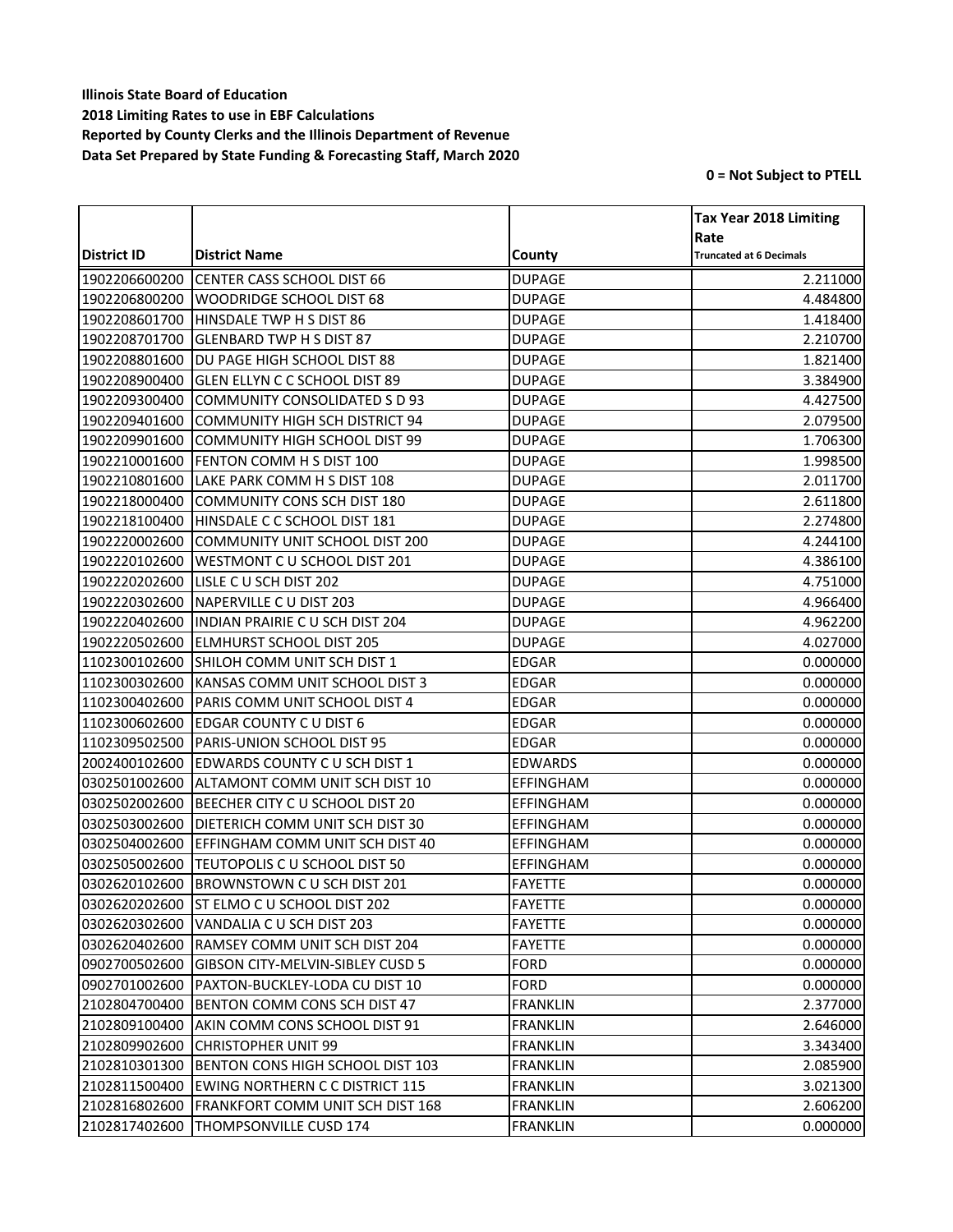**Illinois State Board of Education**
**2018 Limiting Rates to use in EBF Calculations**
**Reported by County Clerks and the Illinois Department of Revenue**
**Data Set Prepared by State Funding & Forecasting Staff, March 2020**

**0 = Not Subject to PTELL**

| District ID | District Name | County | Tax Year 2018 Limiting Rate Truncated at 6 Decimals |
|---|---|---|---|
| 1902206600200 | CENTER CASS SCHOOL DIST 66 | DUPAGE | 2.211000 |
| 1902206800200 | WOODRIDGE SCHOOL DIST 68 | DUPAGE | 4.484800 |
| 1902208601700 | HINSDALE TWP H S DIST 86 | DUPAGE | 1.418400 |
| 1902208701700 | GLENBARD TWP H S DIST 87 | DUPAGE | 2.210700 |
| 1902208801600 | DU PAGE HIGH SCHOOL DIST 88 | DUPAGE | 1.821400 |
| 1902208900400 | GLEN ELLYN C C SCHOOL DIST 89 | DUPAGE | 3.384900 |
| 1902209300400 | COMMUNITY CONSOLIDATED S D 93 | DUPAGE | 4.427500 |
| 1902209401600 | COMMUNITY HIGH SCH DISTRICT 94 | DUPAGE | 2.079500 |
| 1902209901600 | COMMUNITY HIGH SCHOOL DIST 99 | DUPAGE | 1.706300 |
| 1902210001600 | FENTON COMM H S DIST 100 | DUPAGE | 1.998500 |
| 1902210801600 | LAKE PARK COMM H S DIST 108 | DUPAGE | 2.011700 |
| 1902218000400 | COMMUNITY CONS SCH DIST 180 | DUPAGE | 2.611800 |
| 1902218100400 | HINSDALE C C SCHOOL DIST 181 | DUPAGE | 2.274800 |
| 1902220002600 | COMMUNITY UNIT SCHOOL DIST 200 | DUPAGE | 4.244100 |
| 1902220102600 | WESTMONT C U SCHOOL DIST 201 | DUPAGE | 4.386100 |
| 1902220202600 | LISLE C U SCH DIST 202 | DUPAGE | 4.751000 |
| 1902220302600 | NAPERVILLE C U DIST 203 | DUPAGE | 4.966400 |
| 1902220402600 | INDIAN PRAIRIE C U SCH DIST 204 | DUPAGE | 4.962200 |
| 1902220502600 | ELMHURST SCHOOL DIST 205 | DUPAGE | 4.027000 |
| 1102300102600 | SHILOH COMM UNIT SCH DIST 1 | EDGAR | 0.000000 |
| 1102300302600 | KANSAS COMM UNIT SCHOOL DIST 3 | EDGAR | 0.000000 |
| 1102300402600 | PARIS COMM UNIT SCHOOL DIST 4 | EDGAR | 0.000000 |
| 1102300602600 | EDGAR COUNTY C U DIST 6 | EDGAR | 0.000000 |
| 1102309502500 | PARIS-UNION SCHOOL DIST 95 | EDGAR | 0.000000 |
| 2002400102600 | EDWARDS COUNTY C U SCH DIST 1 | EDWARDS | 0.000000 |
| 0302501002600 | ALTAMONT COMM UNIT SCH DIST 10 | EFFINGHAM | 0.000000 |
| 0302502002600 | BEECHER CITY C U SCHOOL DIST 20 | EFFINGHAM | 0.000000 |
| 0302503002600 | DIETERICH COMM UNIT SCH DIST 30 | EFFINGHAM | 0.000000 |
| 0302504002600 | EFFINGHAM COMM UNIT SCH DIST 40 | EFFINGHAM | 0.000000 |
| 0302505002600 | TEUTOPOLIS C U SCHOOL DIST 50 | EFFINGHAM | 0.000000 |
| 0302620102600 | BROWNSTOWN C U SCH DIST 201 | FAYETTE | 0.000000 |
| 0302620202600 | ST ELMO C U SCHOOL DIST 202 | FAYETTE | 0.000000 |
| 0302620302600 | VANDALIA C U SCH DIST 203 | FAYETTE | 0.000000 |
| 0302620402600 | RAMSEY COMM UNIT SCH DIST 204 | FAYETTE | 0.000000 |
| 0902700502600 | GIBSON CITY-MELVIN-SIBLEY CUSD 5 | FORD | 0.000000 |
| 0902701002600 | PAXTON-BUCKLEY-LODA CU DIST 10 | FORD | 0.000000 |
| 2102804700400 | BENTON COMM CONS SCH DIST 47 | FRANKLIN | 2.377000 |
| 2102809100400 | AKIN COMM CONS SCHOOL DIST 91 | FRANKLIN | 2.646000 |
| 2102809902600 | CHRISTOPHER UNIT 99 | FRANKLIN | 3.343400 |
| 2102810301300 | BENTON CONS HIGH SCHOOL DIST 103 | FRANKLIN | 2.085900 |
| 2102811500400 | EWING NORTHERN C C DISTRICT 115 | FRANKLIN | 3.021300 |
| 2102816802600 | FRANKFORT COMM UNIT SCH DIST 168 | FRANKLIN | 2.606200 |
| 2102817402600 | THOMPSONVILLE CUSD 174 | FRANKLIN | 0.000000 |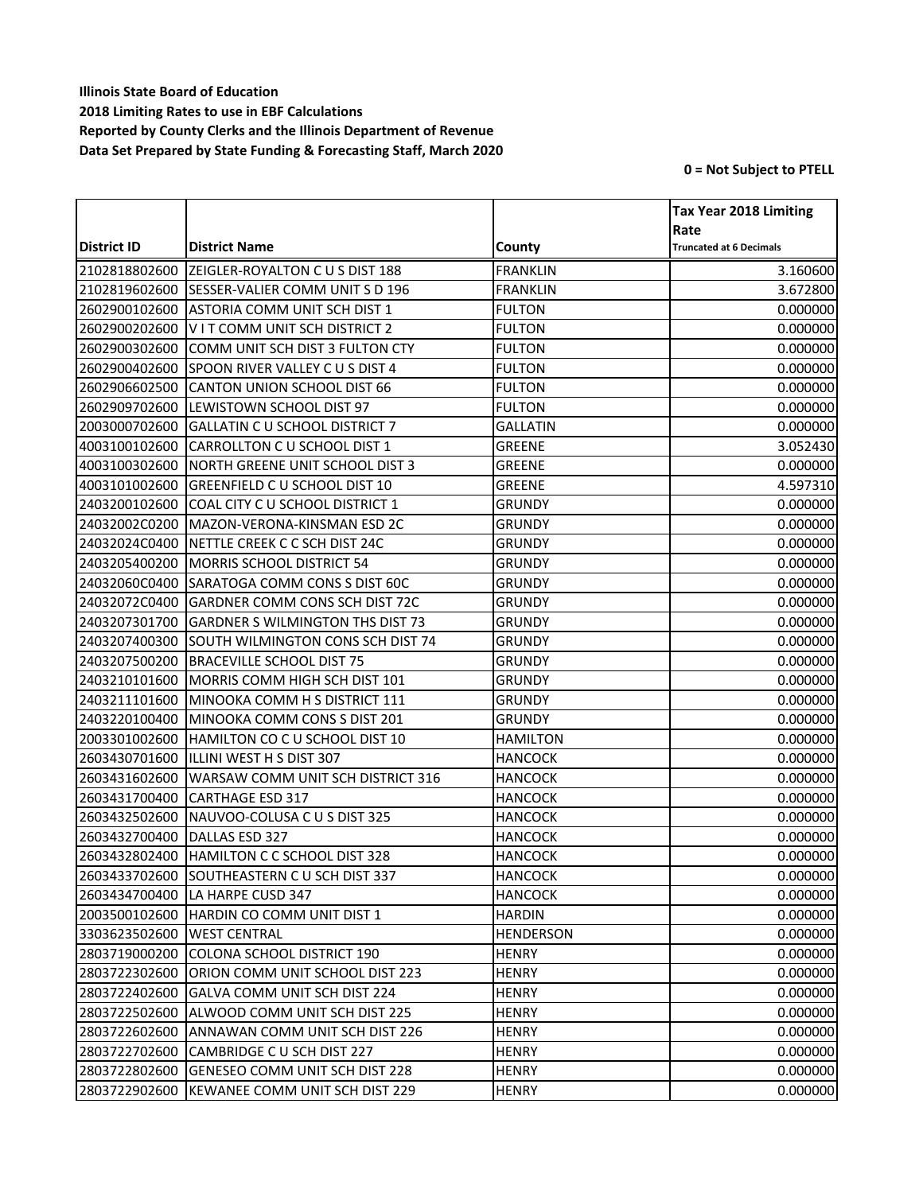**Illinois State Board of Education**
**2018 Limiting Rates to use in EBF Calculations**
**Reported by County Clerks and the Illinois Department of Revenue**
**Data Set Prepared by State Funding & Forecasting Staff, March 2020**

**0 = Not Subject to PTELL**

| District ID | District Name | County | Tax Year 2018 Limiting Rate Truncated at 6 Decimals |
|---|---|---|---|
| 2102818802600 | ZEIGLER-ROYALTON C U S DIST 188 | FRANKLIN | 3.160600 |
| 2102819602600 | SESSER-VALIER COMM UNIT S D 196 | FRANKLIN | 3.672800 |
| 2602900102600 | ASTORIA COMM UNIT SCH DIST 1 | FULTON | 0.000000 |
| 2602900202600 | V I T COMM UNIT SCH DISTRICT 2 | FULTON | 0.000000 |
| 2602900302600 | COMM UNIT SCH DIST 3 FULTON CTY | FULTON | 0.000000 |
| 2602900402600 | SPOON RIVER VALLEY C U S DIST 4 | FULTON | 0.000000 |
| 2602906602500 | CANTON UNION SCHOOL DIST 66 | FULTON | 0.000000 |
| 2602909702600 | LEWISTOWN SCHOOL DIST 97 | FULTON | 0.000000 |
| 2003000702600 | GALLATIN C U SCHOOL DISTRICT 7 | GALLATIN | 0.000000 |
| 4003100102600 | CARROLLTON C U SCHOOL DIST 1 | GREENE | 3.052430 |
| 4003100302600 | NORTH GREENE UNIT SCHOOL DIST 3 | GREENE | 0.000000 |
| 4003101002600 | GREENFIELD C U SCHOOL DIST 10 | GREENE | 4.597310 |
| 2403200102600 | COAL CITY C U SCHOOL DISTRICT 1 | GRUNDY | 0.000000 |
| 24032002C0200 | MAZON-VERONA-KINSMAN ESD 2C | GRUNDY | 0.000000 |
| 24032024C0400 | NETTLE CREEK C C SCH DIST 24C | GRUNDY | 0.000000 |
| 2403205400200 | MORRIS SCHOOL DISTRICT 54 | GRUNDY | 0.000000 |
| 24032060C0400 | SARATOGA COMM CONS S DIST 60C | GRUNDY | 0.000000 |
| 24032072C0400 | GARDNER COMM CONS SCH DIST 72C | GRUNDY | 0.000000 |
| 2403207301700 | GARDNER S WILMINGTON THS DIST 73 | GRUNDY | 0.000000 |
| 2403207400300 | SOUTH WILMINGTON CONS SCH DIST 74 | GRUNDY | 0.000000 |
| 2403207500200 | BRACEVILLE SCHOOL DIST 75 | GRUNDY | 0.000000 |
| 2403210101600 | MORRIS COMM HIGH SCH DIST 101 | GRUNDY | 0.000000 |
| 2403211101600 | MINOOKA COMM H S DISTRICT 111 | GRUNDY | 0.000000 |
| 2403220100400 | MINOOKA COMM CONS S DIST 201 | GRUNDY | 0.000000 |
| 2003301002600 | HAMILTON CO C U SCHOOL DIST 10 | HAMILTON | 0.000000 |
| 2603430701600 | ILLINI WEST H S DIST 307 | HANCOCK | 0.000000 |
| 2603431602600 | WARSAW COMM UNIT SCH DISTRICT 316 | HANCOCK | 0.000000 |
| 2603431700400 | CARTHAGE ESD 317 | HANCOCK | 0.000000 |
| 2603432502600 | NAUVOO-COLUSA C U S DIST 325 | HANCOCK | 0.000000 |
| 2603432700400 | DALLAS ESD 327 | HANCOCK | 0.000000 |
| 2603432802400 | HAMILTON C C SCHOOL DIST 328 | HANCOCK | 0.000000 |
| 2603433702600 | SOUTHEASTERN C U SCH DIST 337 | HANCOCK | 0.000000 |
| 2603434700400 | LA HARPE CUSD 347 | HANCOCK | 0.000000 |
| 2003500102600 | HARDIN CO COMM UNIT DIST 1 | HARDIN | 0.000000 |
| 3303623502600 | WEST CENTRAL | HENDERSON | 0.000000 |
| 2803719000200 | COLONA SCHOOL DISTRICT 190 | HENRY | 0.000000 |
| 2803722302600 | ORION COMM UNIT SCHOOL DIST 223 | HENRY | 0.000000 |
| 2803722402600 | GALVA COMM UNIT SCH DIST 224 | HENRY | 0.000000 |
| 2803722502600 | ALWOOD COMM UNIT SCH DIST 225 | HENRY | 0.000000 |
| 2803722602600 | ANNAWAN COMM UNIT SCH DIST 226 | HENRY | 0.000000 |
| 2803722702600 | CAMBRIDGE C U SCH DIST 227 | HENRY | 0.000000 |
| 2803722802600 | GENESEO COMM UNIT SCH DIST 228 | HENRY | 0.000000 |
| 2803722902600 | KEWANEE COMM UNIT SCH DIST 229 | HENRY | 0.000000 |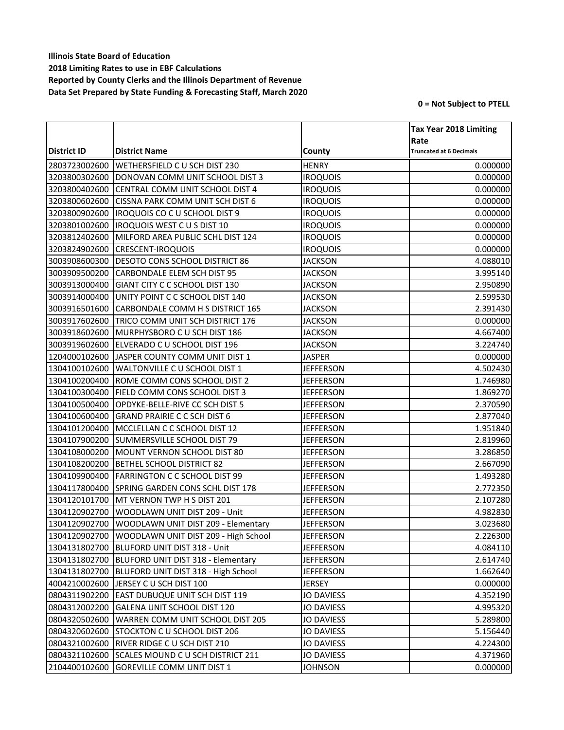**Illinois State Board of Education**
**2018 Limiting Rates to use in EBF Calculations**
**Reported by County Clerks and the Illinois Department of Revenue**
**Data Set Prepared by State Funding & Forecasting Staff, March 2020**

**0 = Not Subject to PTELL**

| District ID | District Name | County | Tax Year 2018 Limiting Rate Truncated at 6 Decimals |
|---|---|---|---|
| 2803723002600 | WETHERSFIELD C U SCH DIST 230 | HENRY | 0.000000 |
| 3203800302600 | DONOVAN COMM UNIT SCHOOL DIST 3 | IROQUOIS | 0.000000 |
| 3203800402600 | CENTRAL COMM UNIT SCHOOL DIST 4 | IROQUOIS | 0.000000 |
| 3203800602600 | CISSNA PARK COMM UNIT SCH DIST 6 | IROQUOIS | 0.000000 |
| 3203800902600 | IROQUOIS CO C U SCHOOL DIST 9 | IROQUOIS | 0.000000 |
| 3203801002600 | IROQUOIS WEST C U S DIST 10 | IROQUOIS | 0.000000 |
| 3203812402600 | MILFORD AREA PUBLIC SCHL DIST 124 | IROQUOIS | 0.000000 |
| 3203824902600 | CRESCENT-IROQUOIS | IROQUOIS | 0.000000 |
| 3003908600300 | DESOTO CONS SCHOOL DISTRICT 86 | JACKSON | 4.088010 |
| 3003909500200 | CARBONDALE ELEM SCH DIST 95 | JACKSON | 3.995140 |
| 3003913000400 | GIANT CITY C C SCHOOL DIST 130 | JACKSON | 2.950890 |
| 3003914000400 | UNITY POINT C C SCHOOL DIST 140 | JACKSON | 2.599530 |
| 3003916501600 | CARBONDALE COMM H S DISTRICT 165 | JACKSON | 2.391430 |
| 3003917602600 | TRICO COMM UNIT SCH DISTRICT 176 | JACKSON | 0.000000 |
| 3003918602600 | MURPHYSBORO C U SCH DIST 186 | JACKSON | 4.667400 |
| 3003919602600 | ELVERADO C U SCHOOL DIST 196 | JACKSON | 3.224740 |
| 1204000102600 | JASPER COUNTY COMM UNIT DIST 1 | JASPER | 0.000000 |
| 1304100102600 | WALTONVILLE C U SCHOOL DIST 1 | JEFFERSON | 4.502430 |
| 1304100200400 | ROME COMM CONS SCHOOL DIST 2 | JEFFERSON | 1.746980 |
| 1304100300400 | FIELD COMM CONS SCHOOL DIST 3 | JEFFERSON | 1.869270 |
| 1304100500400 | OPDYKE-BELLE-RIVE CC SCH DIST 5 | JEFFERSON | 2.370590 |
| 1304100600400 | GRAND PRAIRIE C C SCH DIST 6 | JEFFERSON | 2.877040 |
| 1304101200400 | MCCLELLAN C C SCHOOL DIST 12 | JEFFERSON | 1.951840 |
| 1304107900200 | SUMMERSVILLE SCHOOL DIST 79 | JEFFERSON | 2.819960 |
| 1304108000200 | MOUNT VERNON SCHOOL DIST 80 | JEFFERSON | 3.286850 |
| 1304108200200 | BETHEL SCHOOL DISTRICT 82 | JEFFERSON | 2.667090 |
| 1304109900400 | FARRINGTON C C SCHOOL DIST 99 | JEFFERSON | 1.493280 |
| 1304117800400 | SPRING GARDEN CONS SCHL DIST 178 | JEFFERSON | 2.772350 |
| 1304120101700 | MT VERNON TWP H S DIST 201 | JEFFERSON | 2.107280 |
| 1304120902700 | WOODLAWN UNIT DIST 209 - Unit | JEFFERSON | 4.982830 |
| 1304120902700 | WOODLAWN UNIT DIST 209 - Elementary | JEFFERSON | 3.023680 |
| 1304120902700 | WOODLAWN UNIT DIST 209 - High School | JEFFERSON | 2.226300 |
| 1304131802700 | BLUFORD UNIT DIST 318 - Unit | JEFFERSON | 4.084110 |
| 1304131802700 | BLUFORD UNIT DIST 318 - Elementary | JEFFERSON | 2.614740 |
| 1304131802700 | BLUFORD UNIT DIST 318 - High School | JEFFERSON | 1.662640 |
| 4004210002600 | JERSEY C U SCH DIST 100 | JERSEY | 0.000000 |
| 0804311902200 | EAST DUBUQUE UNIT SCH DIST 119 | JO DAVIESS | 4.352190 |
| 0804312002200 | GALENA UNIT SCHOOL DIST 120 | JO DAVIESS | 4.995320 |
| 0804320502600 | WARREN COMM UNIT SCHOOL DIST 205 | JO DAVIESS | 5.289800 |
| 0804320602600 | STOCKTON C U SCHOOL DIST 206 | JO DAVIESS | 5.156440 |
| 0804321002600 | RIVER RIDGE C U SCH DIST 210 | JO DAVIESS | 4.224300 |
| 0804321102600 | SCALES MOUND C U SCH DISTRICT 211 | JO DAVIESS | 4.371960 |
| 2104400102600 | GOREVILLE COMM UNIT DIST 1 | JOHNSON | 0.000000 |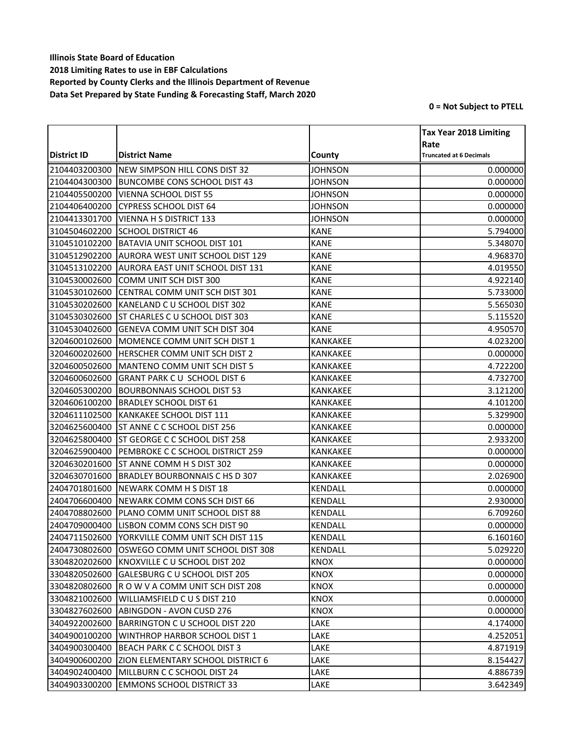**Illinois State Board of Education**
**2018 Limiting Rates to use in EBF Calculations**
**Reported by County Clerks and the Illinois Department of Revenue**
**Data Set Prepared by State Funding & Forecasting Staff, March 2020**

**0 = Not Subject to PTELL**

| District ID | District Name | County | Tax Year 2018 Limiting Rate Truncated at 6 Decimals |
|---|---|---|---|
| 2104403200300 | NEW SIMPSON HILL CONS DIST 32 | JOHNSON | 0.000000 |
| 2104404300300 | BUNCOMBE CONS SCHOOL DIST 43 | JOHNSON | 0.000000 |
| 2104405500200 | VIENNA SCHOOL DIST 55 | JOHNSON | 0.000000 |
| 2104406400200 | CYPRESS SCHOOL DIST 64 | JOHNSON | 0.000000 |
| 2104413301700 | VIENNA H S DISTRICT 133 | JOHNSON | 0.000000 |
| 3104504602200 | SCHOOL DISTRICT 46 | KANE | 5.794000 |
| 3104510102200 | BATAVIA UNIT SCHOOL DIST 101 | KANE | 5.348070 |
| 3104512902200 | AURORA WEST UNIT SCHOOL DIST 129 | KANE | 4.968370 |
| 3104513102200 | AURORA EAST UNIT SCHOOL DIST 131 | KANE | 4.019550 |
| 3104530002600 | COMM UNIT SCH DIST 300 | KANE | 4.922140 |
| 3104530102600 | CENTRAL COMM UNIT SCH DIST 301 | KANE | 5.733000 |
| 3104530202600 | KANELAND C U SCHOOL DIST 302 | KANE | 5.565030 |
| 3104530302600 | ST CHARLES C U SCHOOL DIST 303 | KANE | 5.115520 |
| 3104530402600 | GENEVA COMM UNIT SCH DIST 304 | KANE | 4.950570 |
| 3204600102600 | MOMENCE COMM UNIT SCH DIST 1 | KANKAKEE | 4.023200 |
| 3204600202600 | HERSCHER COMM UNIT SCH DIST 2 | KANKAKEE | 0.000000 |
| 3204600502600 | MANTENO COMM UNIT SCH DIST 5 | KANKAKEE | 4.722200 |
| 3204600602600 | GRANT PARK C U SCHOOL DIST 6 | KANKAKEE | 4.732700 |
| 3204605300200 | BOURBONNAIS SCHOOL DIST 53 | KANKAKEE | 3.121200 |
| 3204606100200 | BRADLEY SCHOOL DIST 61 | KANKAKEE | 4.101200 |
| 3204611102500 | KANKAKEE SCHOOL DIST 111 | KANKAKEE | 5.329900 |
| 3204625600400 | ST ANNE C C SCHOOL DIST 256 | KANKAKEE | 0.000000 |
| 3204625800400 | ST GEORGE C C SCHOOL DIST 258 | KANKAKEE | 2.933200 |
| 3204625900400 | PEMBROKE C C SCHOOL DISTRICT 259 | KANKAKEE | 0.000000 |
| 3204630201600 | ST ANNE COMM H S DIST 302 | KANKAKEE | 0.000000 |
| 3204630701600 | BRADLEY BOURBONNAIS C HS D 307 | KANKAKEE | 2.026900 |
| 2404701801600 | NEWARK COMM H S DIST 18 | KENDALL | 0.000000 |
| 2404706600400 | NEWARK COMM CONS SCH DIST 66 | KENDALL | 2.930000 |
| 2404708802600 | PLANO COMM UNIT SCHOOL DIST 88 | KENDALL | 6.709260 |
| 2404709000400 | LISBON COMM CONS SCH DIST 90 | KENDALL | 0.000000 |
| 2404711502600 | YORKVILLE COMM UNIT SCH DIST 115 | KENDALL | 6.160160 |
| 2404730802600 | OSWEGO COMM UNIT SCHOOL DIST 308 | KENDALL | 5.029220 |
| 3304820202600 | KNOXVILLE C U SCHOOL DIST 202 | KNOX | 0.000000 |
| 3304820502600 | GALESBURG C U SCHOOL DIST 205 | KNOX | 0.000000 |
| 3304820802600 | R O W V A COMM UNIT SCH DIST 208 | KNOX | 0.000000 |
| 3304821002600 | WILLIAMSFIELD C U S DIST 210 | KNOX | 0.000000 |
| 3304827602600 | ABINGDON - AVON CUSD 276 | KNOX | 0.000000 |
| 3404922002600 | BARRINGTON C U SCHOOL DIST 220 | LAKE | 4.174000 |
| 3404900100200 | WINTHROP HARBOR SCHOOL DIST 1 | LAKE | 4.252051 |
| 3404900300400 | BEACH PARK C C SCHOOL DIST 3 | LAKE | 4.871919 |
| 3404900600200 | ZION ELEMENTARY SCHOOL DISTRICT 6 | LAKE | 8.154427 |
| 3404902400400 | MILLBURN C C SCHOOL DIST 24 | LAKE | 4.886739 |
| 3404903300200 | EMMONS SCHOOL DISTRICT 33 | LAKE | 3.642349 |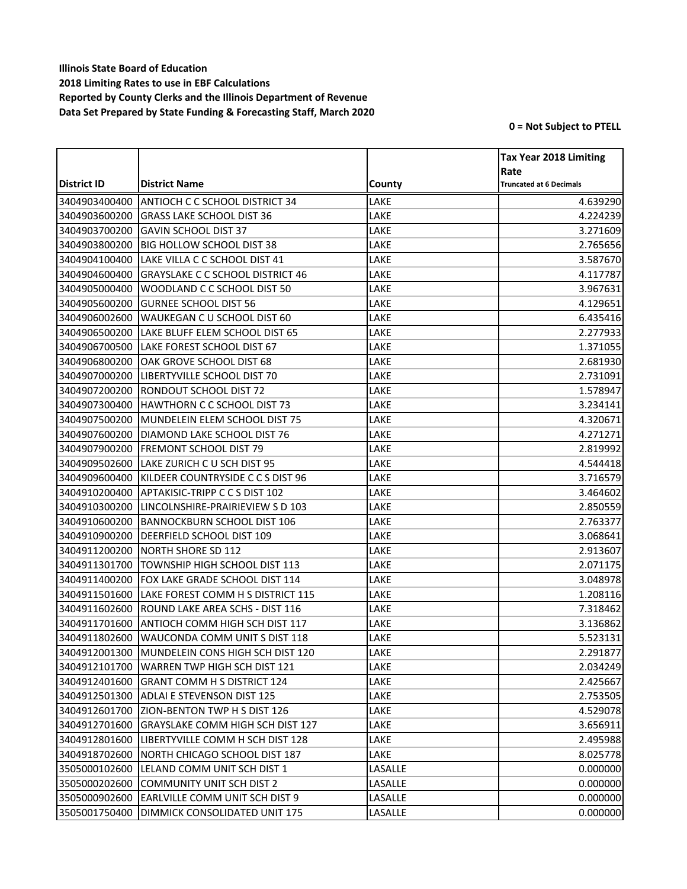**Illinois State Board of Education**
**2018 Limiting Rates to use in EBF Calculations**
**Reported by County Clerks and the Illinois Department of Revenue**
**Data Set Prepared by State Funding & Forecasting Staff, March 2020**

**0 = Not Subject to PTELL**

| District ID | District Name | County | Tax Year 2018 Limiting Rate Truncated at 6 Decimals |
|---|---|---|---|
| 3404903400400 | ANTIOCH C C SCHOOL DISTRICT 34 | LAKE | 4.639290 |
| 3404903600200 | GRASS LAKE SCHOOL DIST 36 | LAKE | 4.224239 |
| 3404903700200 | GAVIN SCHOOL DIST 37 | LAKE | 3.271609 |
| 3404903800200 | BIG HOLLOW SCHOOL DIST 38 | LAKE | 2.765656 |
| 3404904100400 | LAKE VILLA C C SCHOOL DIST 41 | LAKE | 3.587670 |
| 3404904600400 | GRAYSLAKE C C SCHOOL DISTRICT 46 | LAKE | 4.117787 |
| 3404905000400 | WOODLAND C C SCHOOL DIST 50 | LAKE | 3.967631 |
| 3404905600200 | GURNEE SCHOOL DIST 56 | LAKE | 4.129651 |
| 3404906002600 | WAUKEGAN C U SCHOOL DIST 60 | LAKE | 6.435416 |
| 3404906500200 | LAKE BLUFF ELEM SCHOOL DIST 65 | LAKE | 2.277933 |
| 3404906700500 | LAKE FOREST SCHOOL DIST 67 | LAKE | 1.371055 |
| 3404906800200 | OAK GROVE SCHOOL DIST 68 | LAKE | 2.681930 |
| 3404907000200 | LIBERTYVILLE SCHOOL DIST 70 | LAKE | 2.731091 |
| 3404907200200 | RONDOUT SCHOOL DIST 72 | LAKE | 1.578947 |
| 3404907300400 | HAWTHORN C C SCHOOL DIST 73 | LAKE | 3.234141 |
| 3404907500200 | MUNDELEIN ELEM SCHOOL DIST 75 | LAKE | 4.320671 |
| 3404907600200 | DIAMOND LAKE SCHOOL DIST 76 | LAKE | 4.271271 |
| 3404907900200 | FREMONT SCHOOL DIST 79 | LAKE | 2.819992 |
| 3404909502600 | LAKE ZURICH C U SCH DIST 95 | LAKE | 4.544418 |
| 3404909600400 | KILDEER COUNTRYSIDE C C S DIST 96 | LAKE | 3.716579 |
| 3404910200400 | APTAKISIC-TRIPP C C S DIST 102 | LAKE | 3.464602 |
| 3404910300200 | LINCOLNSHIRE-PRAIRIEVIEW S D 103 | LAKE | 2.850559 |
| 3404910600200 | BANNOCKBURN SCHOOL DIST 106 | LAKE | 2.763377 |
| 3404910900200 | DEERFIELD SCHOOL DIST 109 | LAKE | 3.068641 |
| 3404911200200 | NORTH SHORE SD 112 | LAKE | 2.913607 |
| 3404911301700 | TOWNSHIP HIGH SCHOOL DIST 113 | LAKE | 2.071175 |
| 3404911400200 | FOX LAKE GRADE SCHOOL DIST 114 | LAKE | 3.048978 |
| 3404911501600 | LAKE FOREST COMM H S DISTRICT 115 | LAKE | 1.208116 |
| 3404911602600 | ROUND LAKE AREA SCHS - DIST 116 | LAKE | 7.318462 |
| 3404911701600 | ANTIOCH COMM HIGH SCH DIST 117 | LAKE | 3.136862 |
| 3404911802600 | WAUCONDA COMM UNIT S DIST 118 | LAKE | 5.523131 |
| 3404912001300 | MUNDELEIN CONS HIGH SCH DIST 120 | LAKE | 2.291877 |
| 3404912101700 | WARREN TWP HIGH SCH DIST 121 | LAKE | 2.034249 |
| 3404912401600 | GRANT COMM H S DISTRICT 124 | LAKE | 2.425667 |
| 3404912501300 | ADLAI E STEVENSON DIST 125 | LAKE | 2.753505 |
| 3404912601700 | ZION-BENTON TWP H S DIST 126 | LAKE | 4.529078 |
| 3404912701600 | GRAYSLAKE COMM HIGH SCH DIST 127 | LAKE | 3.656911 |
| 3404912801600 | LIBERTYVILLE COMM H SCH DIST 128 | LAKE | 2.495988 |
| 3404918702600 | NORTH CHICAGO SCHOOL DIST 187 | LAKE | 8.025778 |
| 3505000102600 | LELAND COMM UNIT SCH DIST 1 | LASALLE | 0.000000 |
| 3505000202600 | COMMUNITY UNIT SCH DIST 2 | LASALLE | 0.000000 |
| 3505000902600 | EARLVILLE COMM UNIT SCH DIST 9 | LASALLE | 0.000000 |
| 3505001750400 | DIMMICK CONSOLIDATED UNIT 175 | LASALLE | 0.000000 |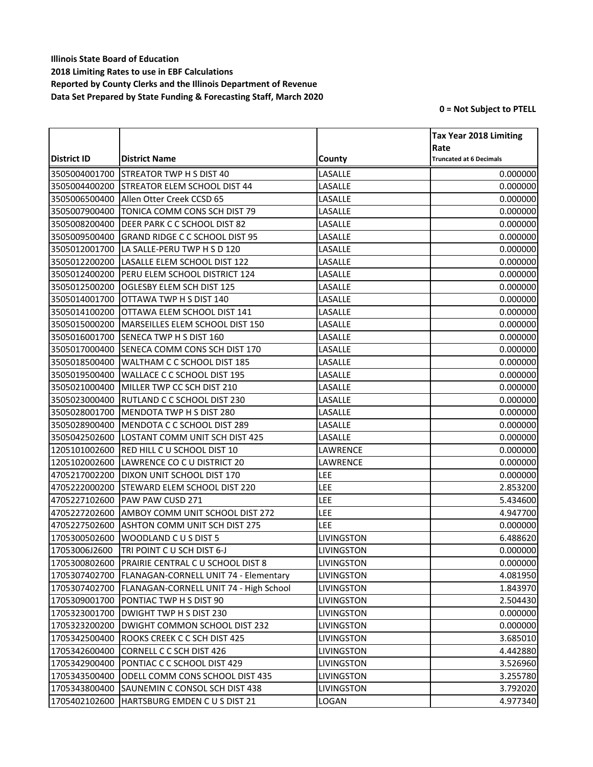**Illinois State Board of Education**
**2018 Limiting Rates to use in EBF Calculations**
**Reported by County Clerks and the Illinois Department of Revenue**
**Data Set Prepared by State Funding & Forecasting Staff, March 2020**

**0 = Not Subject to PTELL**

| District ID | District Name | County | Tax Year 2018 Limiting Rate Truncated at 6 Decimals |
|---|---|---|---|
| 3505004001700 | STREATOR TWP H S DIST 40 | LASALLE | 0.000000 |
| 3505004400200 | STREATOR ELEM SCHOOL DIST 44 | LASALLE | 0.000000 |
| 3505006500400 | Allen Otter Creek CCSD 65 | LASALLE | 0.000000 |
| 3505007900400 | TONICA COMM CONS SCH DIST 79 | LASALLE | 0.000000 |
| 3505008200400 | DEER PARK C C SCHOOL DIST 82 | LASALLE | 0.000000 |
| 3505009500400 | GRAND RIDGE C C SCHOOL DIST 95 | LASALLE | 0.000000 |
| 3505012001700 | LA SALLE-PERU TWP H S D 120 | LASALLE | 0.000000 |
| 3505012200200 | LASALLE ELEM SCHOOL DIST 122 | LASALLE | 0.000000 |
| 3505012400200 | PERU ELEM SCHOOL DISTRICT 124 | LASALLE | 0.000000 |
| 3505012500200 | OGLESBY ELEM SCH DIST 125 | LASALLE | 0.000000 |
| 3505014001700 | OTTAWA TWP H S DIST 140 | LASALLE | 0.000000 |
| 3505014100200 | OTTAWA ELEM SCHOOL DIST 141 | LASALLE | 0.000000 |
| 3505015000200 | MARSEILLES ELEM SCHOOL DIST 150 | LASALLE | 0.000000 |
| 3505016001700 | SENECA TWP H S DIST 160 | LASALLE | 0.000000 |
| 3505017000400 | SENECA COMM CONS SCH DIST 170 | LASALLE | 0.000000 |
| 3505018500400 | WALTHAM C C SCHOOL DIST 185 | LASALLE | 0.000000 |
| 3505019500400 | WALLACE C C SCHOOL DIST 195 | LASALLE | 0.000000 |
| 3505021000400 | MILLER TWP CC SCH DIST 210 | LASALLE | 0.000000 |
| 3505023000400 | RUTLAND C C SCHOOL DIST 230 | LASALLE | 0.000000 |
| 3505028001700 | MENDOTA TWP H S DIST 280 | LASALLE | 0.000000 |
| 3505028900400 | MENDOTA C C SCHOOL DIST 289 | LASALLE | 0.000000 |
| 3505042502600 | LOSTANT COMM UNIT SCH DIST 425 | LASALLE | 0.000000 |
| 1205101002600 | RED HILL C U SCHOOL DIST 10 | LAWRENCE | 0.000000 |
| 1205102002600 | LAWRENCE CO C U DISTRICT 20 | LAWRENCE | 0.000000 |
| 4705217002200 | DIXON UNIT SCHOOL DIST 170 | LEE | 0.000000 |
| 4705222000200 | STEWARD ELEM SCHOOL DIST 220 | LEE | 2.853200 |
| 4705227102600 | PAW PAW CUSD 271 | LEE | 5.434600 |
| 4705227202600 | AMBOY COMM UNIT SCHOOL DIST 272 | LEE | 4.947700 |
| 4705227502600 | ASHTON COMM UNIT SCH DIST 275 | LEE | 0.000000 |
| 1705300502600 | WOODLAND C U S DIST 5 | LIVINGSTON | 6.488620 |
| 17053006J2600 | TRI POINT C U SCH DIST 6-J | LIVINGSTON | 0.000000 |
| 1705300802600 | PRAIRIE CENTRAL C U SCHOOL DIST 8 | LIVINGSTON | 0.000000 |
| 1705307402700 | FLANAGAN-CORNELL UNIT 74 - Elementary | LIVINGSTON | 4.081950 |
| 1705307402700 | FLANAGAN-CORNELL UNIT 74 - High School | LIVINGSTON | 1.843970 |
| 1705309001700 | PONTIAC TWP H S DIST 90 | LIVINGSTON | 2.504430 |
| 1705323001700 | DWIGHT TWP H S DIST 230 | LIVINGSTON | 0.000000 |
| 1705323200200 | DWIGHT COMMON SCHOOL DIST 232 | LIVINGSTON | 0.000000 |
| 1705342500400 | ROOKS CREEK C C SCH DIST 425 | LIVINGSTON | 3.685010 |
| 1705342600400 | CORNELL C C SCH DIST 426 | LIVINGSTON | 4.442880 |
| 1705342900400 | PONTIAC C C SCHOOL DIST 429 | LIVINGSTON | 3.526960 |
| 1705343500400 | ODELL COMM CONS SCHOOL DIST 435 | LIVINGSTON | 3.255780 |
| 1705343800400 | SAUNEMIN C CONSOL SCH DIST 438 | LIVINGSTON | 3.792020 |
| 1705402102600 | HARTSBURG EMDEN C U S DIST 21 | LOGAN | 4.977340 |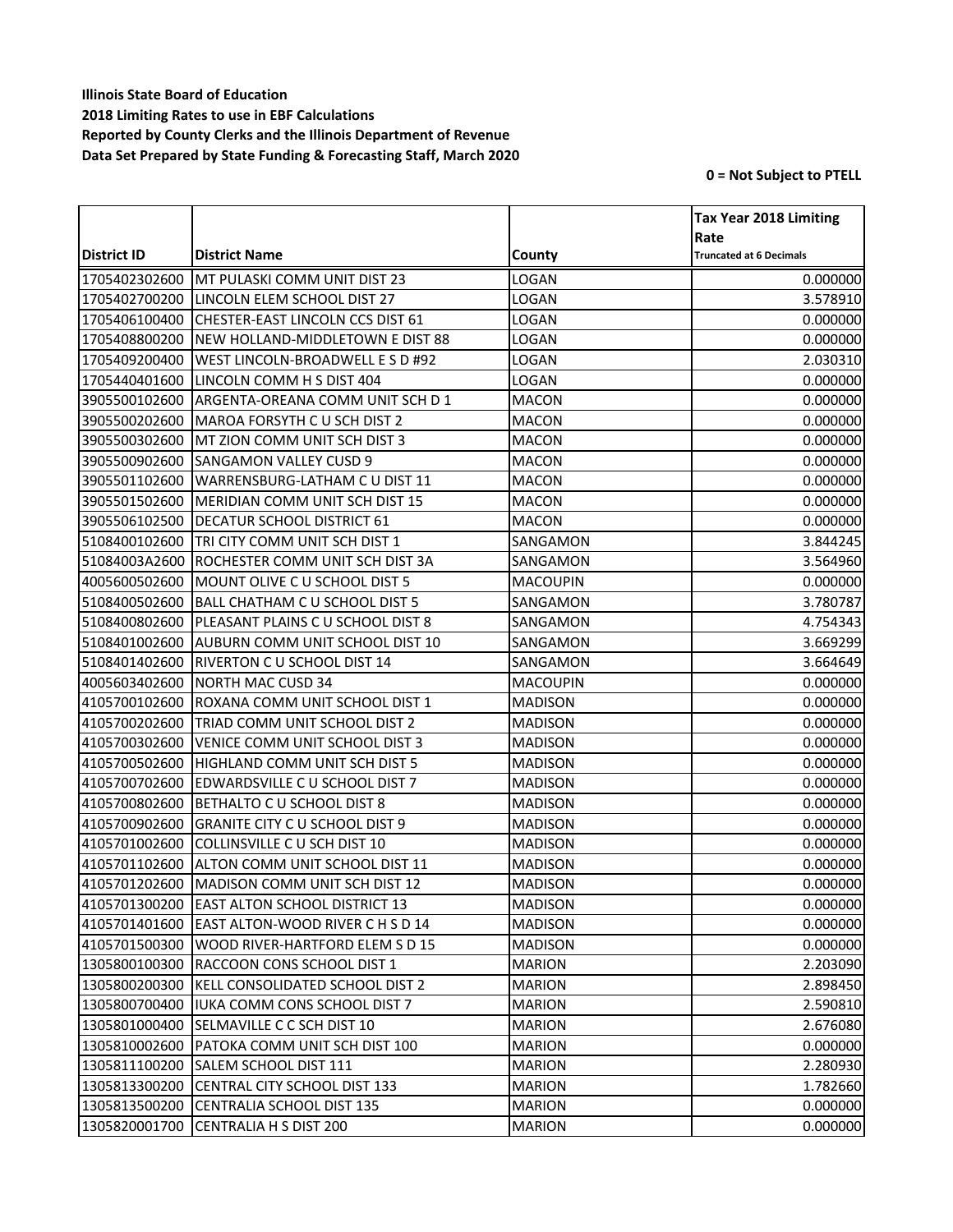**Illinois State Board of Education**
**2018 Limiting Rates to use in EBF Calculations**
**Reported by County Clerks and the Illinois Department of Revenue**
**Data Set Prepared by State Funding & Forecasting Staff, March 2020**

**0 = Not Subject to PTELL**

| District ID | District Name | County | Tax Year 2018 Limiting Rate Truncated at 6 Decimals |
|---|---|---|---|
| 1705402302600 | MT PULASKI COMM UNIT DIST 23 | LOGAN | 0.000000 |
| 1705402700200 | LINCOLN ELEM SCHOOL DIST 27 | LOGAN | 3.578910 |
| 1705406100400 | CHESTER-EAST LINCOLN CCS DIST 61 | LOGAN | 0.000000 |
| 1705408800200 | NEW HOLLAND-MIDDLETOWN E DIST 88 | LOGAN | 0.000000 |
| 1705409200400 | WEST LINCOLN-BROADWELL E S D #92 | LOGAN | 2.030310 |
| 1705440401600 | LINCOLN COMM H S DIST 404 | LOGAN | 0.000000 |
| 3905500102600 | ARGENTA-OREANA COMM UNIT SCH D 1 | MACON | 0.000000 |
| 3905500202600 | MAROA FORSYTH C U SCH DIST 2 | MACON | 0.000000 |
| 3905500302600 | MT ZION COMM UNIT SCH DIST 3 | MACON | 0.000000 |
| 3905500902600 | SANGAMON VALLEY CUSD 9 | MACON | 0.000000 |
| 3905501102600 | WARRENSBURG-LATHAM C U DIST 11 | MACON | 0.000000 |
| 3905501502600 | MERIDIAN COMM UNIT SCH DIST 15 | MACON | 0.000000 |
| 3905506102500 | DECATUR SCHOOL DISTRICT 61 | MACON | 0.000000 |
| 5108400102600 | TRI CITY COMM UNIT SCH DIST 1 | SANGAMON | 3.844245 |
| 51084003A2600 | ROCHESTER COMM UNIT SCH DIST 3A | SANGAMON | 3.564960 |
| 4005600502600 | MOUNT OLIVE C U SCHOOL DIST 5 | MACOUPIN | 0.000000 |
| 5108400502600 | BALL CHATHAM C U SCHOOL DIST 5 | SANGAMON | 3.780787 |
| 5108400802600 | PLEASANT PLAINS C U SCHOOL DIST 8 | SANGAMON | 4.754343 |
| 5108401002600 | AUBURN COMM UNIT SCHOOL DIST 10 | SANGAMON | 3.669299 |
| 5108401402600 | RIVERTON C U SCHOOL DIST 14 | SANGAMON | 3.664649 |
| 4005603402600 | NORTH MAC CUSD 34 | MACOUPIN | 0.000000 |
| 4105700102600 | ROXANA COMM UNIT SCHOOL DIST 1 | MADISON | 0.000000 |
| 4105700202600 | TRIAD COMM UNIT SCHOOL DIST 2 | MADISON | 0.000000 |
| 4105700302600 | VENICE COMM UNIT SCHOOL DIST 3 | MADISON | 0.000000 |
| 4105700502600 | HIGHLAND COMM UNIT SCH DIST 5 | MADISON | 0.000000 |
| 4105700702600 | EDWARDSVILLE C U SCHOOL DIST 7 | MADISON | 0.000000 |
| 4105700802600 | BETHALTO C U SCHOOL DIST 8 | MADISON | 0.000000 |
| 4105700902600 | GRANITE CITY C U SCHOOL DIST 9 | MADISON | 0.000000 |
| 4105701002600 | COLLINSVILLE C U SCH DIST 10 | MADISON | 0.000000 |
| 4105701102600 | ALTON COMM UNIT SCHOOL DIST 11 | MADISON | 0.000000 |
| 4105701202600 | MADISON COMM UNIT SCH DIST 12 | MADISON | 0.000000 |
| 4105701300200 | EAST ALTON SCHOOL DISTRICT 13 | MADISON | 0.000000 |
| 4105701401600 | EAST ALTON-WOOD RIVER C H S D 14 | MADISON | 0.000000 |
| 4105701500300 | WOOD RIVER-HARTFORD ELEM S D 15 | MADISON | 0.000000 |
| 1305800100300 | RACCOON CONS SCHOOL DIST 1 | MARION | 2.203090 |
| 1305800200300 | KELL CONSOLIDATED SCHOOL DIST 2 | MARION | 2.898450 |
| 1305800700400 | IUKA COMM CONS SCHOOL DIST 7 | MARION | 2.590810 |
| 1305801000400 | SELMAVILLE C C SCH DIST 10 | MARION | 2.676080 |
| 1305810002600 | PATOKA COMM UNIT SCH DIST 100 | MARION | 0.000000 |
| 1305811100200 | SALEM SCHOOL DIST 111 | MARION | 2.280930 |
| 1305813300200 | CENTRAL CITY SCHOOL DIST 133 | MARION | 1.782660 |
| 1305813500200 | CENTRALIA SCHOOL DIST 135 | MARION | 0.000000 |
| 1305820001700 | CENTRALIA H S DIST 200 | MARION | 0.000000 |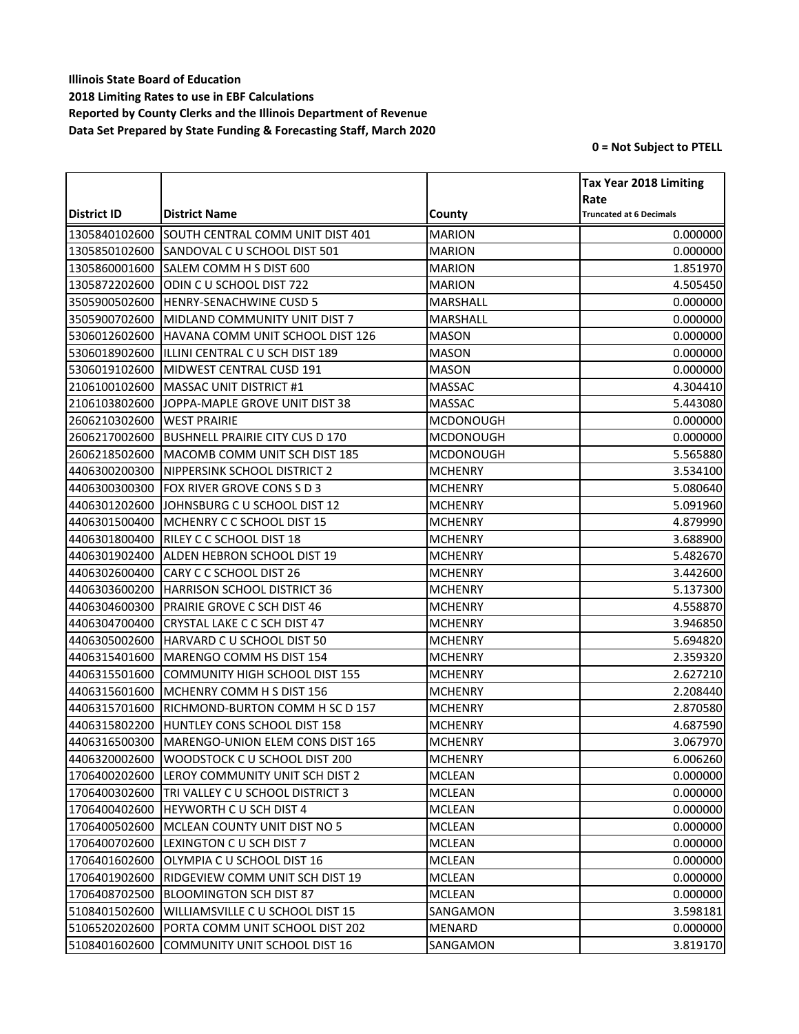**Illinois State Board of Education**
**2018 Limiting Rates to use in EBF Calculations**
**Reported by County Clerks and the Illinois Department of Revenue**
**Data Set Prepared by State Funding & Forecasting Staff, March 2020**

**0 = Not Subject to PTELL**

| District ID | District Name | County | Tax Year 2018 Limiting Rate Truncated at 6 Decimals |
|---|---|---|---|
| 1305840102600 | SOUTH CENTRAL COMM UNIT DIST 401 | MARION | 0.000000 |
| 1305850102600 | SANDOVAL C U SCHOOL DIST 501 | MARION | 0.000000 |
| 1305860001600 | SALEM COMM H S DIST 600 | MARION | 1.851970 |
| 1305872202600 | ODIN C U SCHOOL DIST 722 | MARION | 4.505450 |
| 3505900502600 | HENRY-SENACHWINE CUSD 5 | MARSHALL | 0.000000 |
| 3505900702600 | MIDLAND COMMUNITY UNIT DIST 7 | MARSHALL | 0.000000 |
| 5306012602600 | HAVANA COMM UNIT SCHOOL DIST 126 | MASON | 0.000000 |
| 5306018902600 | ILLINI CENTRAL C U SCH DIST 189 | MASON | 0.000000 |
| 5306019102600 | MIDWEST CENTRAL CUSD 191 | MASON | 0.000000 |
| 2106100102600 | MASSAC UNIT DISTRICT #1 | MASSAC | 4.304410 |
| 2106103802600 | JOPPA-MAPLE GROVE UNIT DIST 38 | MASSAC | 5.443080 |
| 2606210302600 | WEST PRAIRIE | MCDONOUGH | 0.000000 |
| 2606217002600 | BUSHNELL PRAIRIE CITY CUS D 170 | MCDONOUGH | 0.000000 |
| 2606218502600 | MACOMB COMM UNIT SCH DIST 185 | MCDONOUGH | 5.565880 |
| 4406300200300 | NIPPERSINK SCHOOL DISTRICT 2 | MCHENRY | 3.534100 |
| 4406300300300 | FOX RIVER GROVE CONS S D 3 | MCHENRY | 5.080640 |
| 4406301202600 | JOHNSBURG C U SCHOOL DIST 12 | MCHENRY | 5.091960 |
| 4406301500400 | MCHENRY C C SCHOOL DIST 15 | MCHENRY | 4.879990 |
| 4406301800400 | RILEY C C SCHOOL DIST 18 | MCHENRY | 3.688900 |
| 4406301902400 | ALDEN HEBRON SCHOOL DIST 19 | MCHENRY | 5.482670 |
| 4406302600400 | CARY C C SCHOOL DIST 26 | MCHENRY | 3.442600 |
| 4406303600200 | HARRISON SCHOOL DISTRICT 36 | MCHENRY | 5.137300 |
| 4406304600300 | PRAIRIE GROVE C SCH DIST 46 | MCHENRY | 4.558870 |
| 4406304700400 | CRYSTAL LAKE C C SCH DIST 47 | MCHENRY | 3.946850 |
| 4406305002600 | HARVARD C U SCHOOL DIST 50 | MCHENRY | 5.694820 |
| 4406315401600 | MARENGO COMM HS DIST 154 | MCHENRY | 2.359320 |
| 4406315501600 | COMMUNITY HIGH SCHOOL DIST 155 | MCHENRY | 2.627210 |
| 4406315601600 | MCHENRY COMM H S DIST 156 | MCHENRY | 2.208440 |
| 4406315701600 | RICHMOND-BURTON COMM H SC D 157 | MCHENRY | 2.870580 |
| 4406315802200 | HUNTLEY CONS SCHOOL DIST 158 | MCHENRY | 4.687590 |
| 4406316500300 | MARENGO-UNION ELEM CONS DIST 165 | MCHENRY | 3.067970 |
| 4406320002600 | WOODSTOCK C U SCHOOL DIST 200 | MCHENRY | 6.006260 |
| 1706400202600 | LEROY COMMUNITY UNIT SCH DIST 2 | MCLEAN | 0.000000 |
| 1706400302600 | TRI VALLEY C U SCHOOL DISTRICT 3 | MCLEAN | 0.000000 |
| 1706400402600 | HEYWORTH C U SCH DIST 4 | MCLEAN | 0.000000 |
| 1706400502600 | MCLEAN COUNTY UNIT DIST NO 5 | MCLEAN | 0.000000 |
| 1706400702600 | LEXINGTON C U SCH DIST 7 | MCLEAN | 0.000000 |
| 1706401602600 | OLYMPIA C U SCHOOL DIST 16 | MCLEAN | 0.000000 |
| 1706401902600 | RIDGEVIEW COMM UNIT SCH DIST 19 | MCLEAN | 0.000000 |
| 1706408702500 | BLOOMINGTON SCH DIST 87 | MCLEAN | 0.000000 |
| 5108401502600 | WILLIAMSVILLE C U SCHOOL DIST 15 | SANGAMON | 3.598181 |
| 5106520202600 | PORTA COMM UNIT SCHOOL DIST 202 | MENARD | 0.000000 |
| 5108401602600 | COMMUNITY UNIT SCHOOL DIST 16 | SANGAMON | 3.819170 |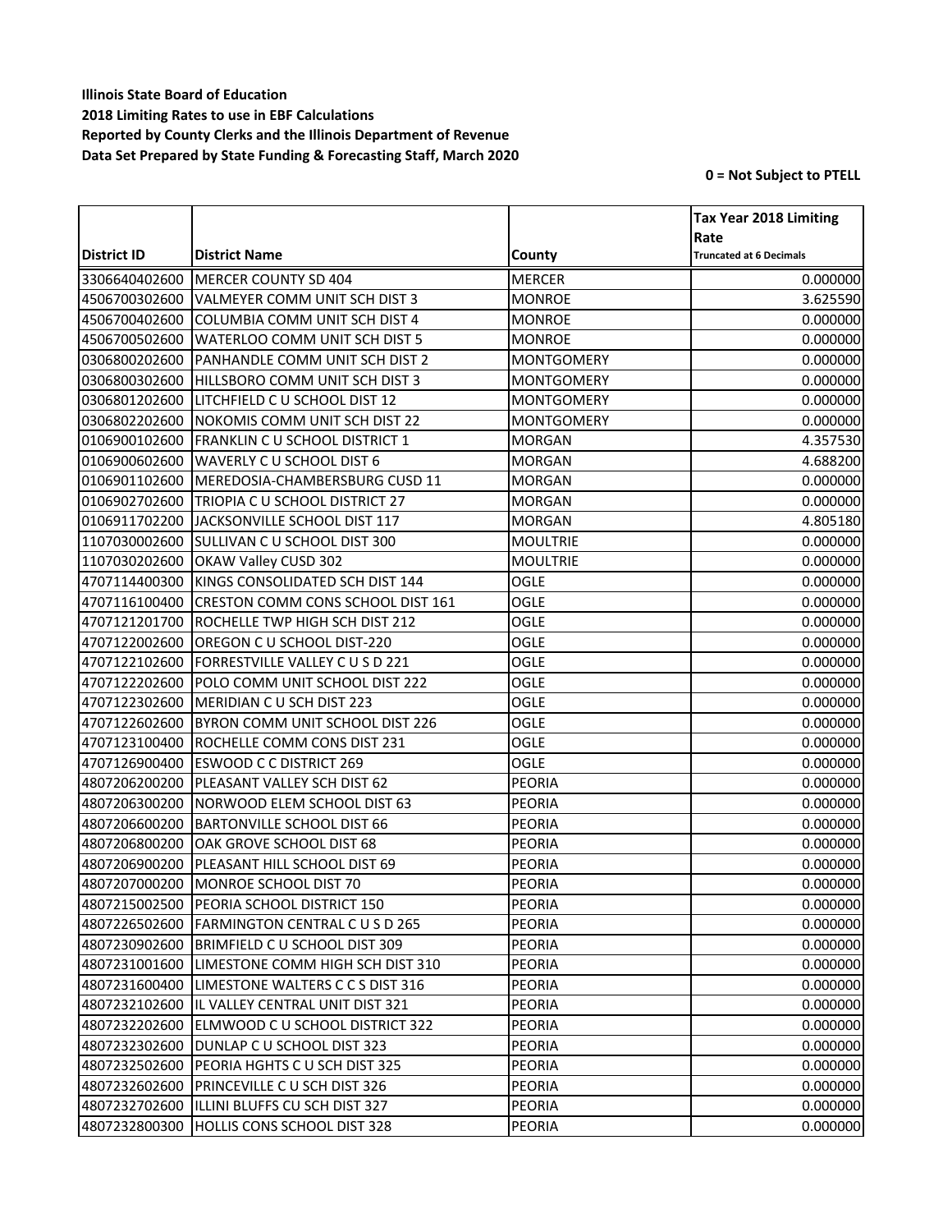**Illinois State Board of Education**
**2018 Limiting Rates to use in EBF Calculations**
**Reported by County Clerks and the Illinois Department of Revenue**
**Data Set Prepared by State Funding & Forecasting Staff, March 2020**

**0 = Not Subject to PTELL**

| District ID | District Name | County | Tax Year 2018 Limiting Rate Truncated at 6 Decimals |
|---|---|---|---|
| 3306640402600 | MERCER COUNTY SD 404 | MERCER | 0.000000 |
| 4506700302600 | VALMEYER COMM UNIT SCH DIST 3 | MONROE | 3.625590 |
| 4506700402600 | COLUMBIA COMM UNIT SCH DIST 4 | MONROE | 0.000000 |
| 4506700502600 | WATERLOO COMM UNIT SCH DIST 5 | MONROE | 0.000000 |
| 0306800202600 | PANHANDLE COMM UNIT SCH DIST 2 | MONTGOMERY | 0.000000 |
| 0306800302600 | HILLSBORO COMM UNIT SCH DIST 3 | MONTGOMERY | 0.000000 |
| 0306801202600 | LITCHFIELD C U SCHOOL DIST 12 | MONTGOMERY | 0.000000 |
| 0306802202600 | NOKOMIS COMM UNIT SCH DIST 22 | MONTGOMERY | 0.000000 |
| 0106900102600 | FRANKLIN C U SCHOOL DISTRICT 1 | MORGAN | 4.357530 |
| 0106900602600 | WAVERLY C U SCHOOL DIST 6 | MORGAN | 4.688200 |
| 0106901102600 | MEREDOSIA-CHAMBERSBURG CUSD 11 | MORGAN | 0.000000 |
| 0106902702600 | TRIOPIA C U SCHOOL DISTRICT 27 | MORGAN | 0.000000 |
| 0106911702200 | JACKSONVILLE SCHOOL DIST 117 | MORGAN | 4.805180 |
| 1107030002600 | SULLIVAN C U SCHOOL DIST 300 | MOULTRIE | 0.000000 |
| 1107030202600 | OKAW Valley CUSD 302 | MOULTRIE | 0.000000 |
| 4707114400300 | KINGS CONSOLIDATED SCH DIST 144 | OGLE | 0.000000 |
| 4707116100400 | CRESTON COMM CONS SCHOOL DIST 161 | OGLE | 0.000000 |
| 4707121201700 | ROCHELLE TWP HIGH SCH DIST 212 | OGLE | 0.000000 |
| 4707122002600 | OREGON C U SCHOOL DIST-220 | OGLE | 0.000000 |
| 4707122102600 | FORRESTVILLE VALLEY C U S D 221 | OGLE | 0.000000 |
| 4707122202600 | POLO COMM UNIT SCHOOL DIST 222 | OGLE | 0.000000 |
| 4707122302600 | MERIDIAN C U SCH DIST 223 | OGLE | 0.000000 |
| 4707122602600 | BYRON COMM UNIT SCHOOL DIST 226 | OGLE | 0.000000 |
| 4707123100400 | ROCHELLE COMM CONS DIST 231 | OGLE | 0.000000 |
| 4707126900400 | ESWOOD C C DISTRICT 269 | OGLE | 0.000000 |
| 4807206200200 | PLEASANT VALLEY SCH DIST 62 | PEORIA | 0.000000 |
| 4807206300200 | NORWOOD ELEM SCHOOL DIST 63 | PEORIA | 0.000000 |
| 4807206600200 | BARTONVILLE SCHOOL DIST 66 | PEORIA | 0.000000 |
| 4807206800200 | OAK GROVE SCHOOL DIST 68 | PEORIA | 0.000000 |
| 4807206900200 | PLEASANT HILL SCHOOL DIST 69 | PEORIA | 0.000000 |
| 4807207000200 | MONROE SCHOOL DIST 70 | PEORIA | 0.000000 |
| 4807215002500 | PEORIA SCHOOL DISTRICT 150 | PEORIA | 0.000000 |
| 4807226502600 | FARMINGTON CENTRAL C U S D 265 | PEORIA | 0.000000 |
| 4807230902600 | BRIMFIELD C U SCHOOL DIST 309 | PEORIA | 0.000000 |
| 4807231001600 | LIMESTONE COMM HIGH SCH DIST 310 | PEORIA | 0.000000 |
| 4807231600400 | LIMESTONE WALTERS C C S DIST 316 | PEORIA | 0.000000 |
| 4807232102600 | IL VALLEY CENTRAL UNIT DIST 321 | PEORIA | 0.000000 |
| 4807232202600 | ELMWOOD C U SCHOOL DISTRICT 322 | PEORIA | 0.000000 |
| 4807232302600 | DUNLAP C U SCHOOL DIST 323 | PEORIA | 0.000000 |
| 4807232502600 | PEORIA HGHTS C U SCH DIST 325 | PEORIA | 0.000000 |
| 4807232602600 | PRINCEVILLE C U SCH DIST 326 | PEORIA | 0.000000 |
| 4807232702600 | ILLINI BLUFFS CU SCH DIST 327 | PEORIA | 0.000000 |
| 4807232800300 | HOLLIS CONS SCHOOL DIST 328 | PEORIA | 0.000000 |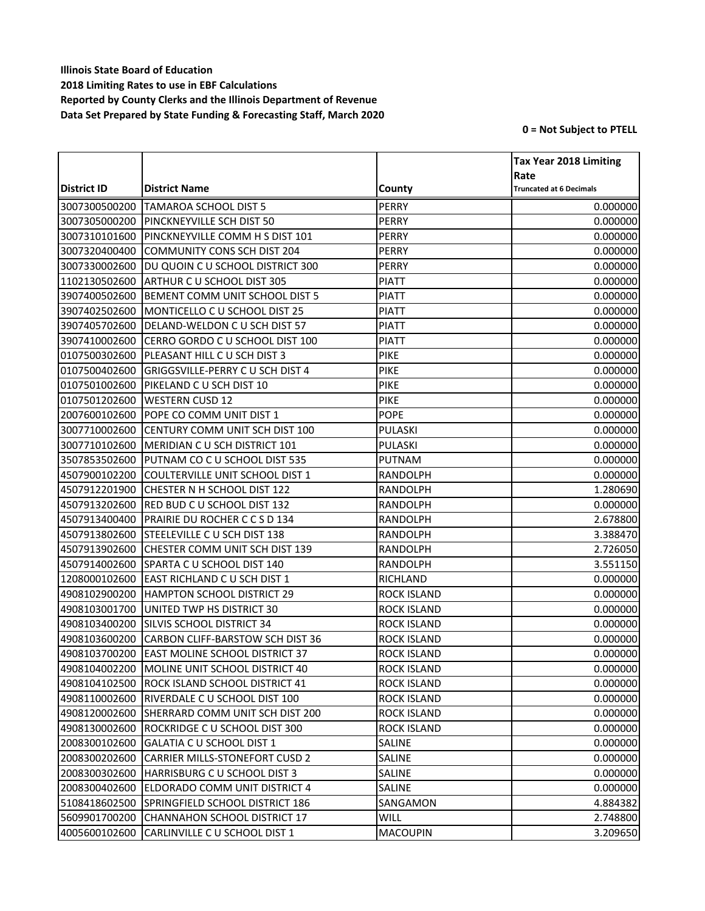**Illinois State Board of Education**
**2018 Limiting Rates to use in EBF Calculations**
**Reported by County Clerks and the Illinois Department of Revenue**
**Data Set Prepared by State Funding & Forecasting Staff, March 2020**

**0 = Not Subject to PTELL**

| District ID | District Name | County | Tax Year 2018 Limiting Rate Truncated at 6 Decimals |
|---|---|---|---|
| 3007300500200 | TAMAROA SCHOOL DIST 5 | PERRY | 0.000000 |
| 3007305000200 | PINCKNEYVILLE SCH DIST 50 | PERRY | 0.000000 |
| 3007310101600 | PINCKNEYVILLE COMM H S DIST 101 | PERRY | 0.000000 |
| 3007320400400 | COMMUNITY CONS SCH DIST 204 | PERRY | 0.000000 |
| 3007330002600 | DU QUOIN C U SCHOOL DISTRICT 300 | PERRY | 0.000000 |
| 1102130502600 | ARTHUR C U SCHOOL DIST 305 | PIATT | 0.000000 |
| 3907400502600 | BEMENT COMM UNIT SCHOOL DIST 5 | PIATT | 0.000000 |
| 3907402502600 | MONTICELLO C U SCHOOL DIST 25 | PIATT | 0.000000 |
| 3907405702600 | DELAND-WELDON C U SCH DIST 57 | PIATT | 0.000000 |
| 3907410002600 | CERRO GORDO C U SCHOOL DIST 100 | PIATT | 0.000000 |
| 0107500302600 | PLEASANT HILL C U SCH DIST 3 | PIKE | 0.000000 |
| 0107500402600 | GRIGGSVILLE-PERRY C U SCH DIST 4 | PIKE | 0.000000 |
| 0107501002600 | PIKELAND C U SCH DIST 10 | PIKE | 0.000000 |
| 0107501202600 | WESTERN CUSD 12 | PIKE | 0.000000 |
| 2007600102600 | POPE CO COMM UNIT DIST 1 | POPE | 0.000000 |
| 3007710002600 | CENTURY COMM UNIT SCH DIST 100 | PULASKI | 0.000000 |
| 3007710102600 | MERIDIAN C U SCH DISTRICT 101 | PULASKI | 0.000000 |
| 3507853502600 | PUTNAM CO C U SCHOOL DIST 535 | PUTNAM | 0.000000 |
| 4507900102200 | COULTERVILLE UNIT SCHOOL DIST 1 | RANDOLPH | 0.000000 |
| 4507912201900 | CHESTER N H SCHOOL DIST 122 | RANDOLPH | 1.280690 |
| 4507913202600 | RED BUD C U SCHOOL DIST 132 | RANDOLPH | 0.000000 |
| 4507913400400 | PRAIRIE DU ROCHER C C S D 134 | RANDOLPH | 2.678800 |
| 4507913802600 | STEELEVILLE C U SCH DIST 138 | RANDOLPH | 3.388470 |
| 4507913902600 | CHESTER COMM UNIT SCH DIST 139 | RANDOLPH | 2.726050 |
| 4507914002600 | SPARTA C U SCHOOL DIST 140 | RANDOLPH | 3.551150 |
| 1208000102600 | EAST RICHLAND C U SCH DIST 1 | RICHLAND | 0.000000 |
| 4908102900200 | HAMPTON SCHOOL DISTRICT 29 | ROCK ISLAND | 0.000000 |
| 4908103001700 | UNITED TWP HS DISTRICT 30 | ROCK ISLAND | 0.000000 |
| 4908103400200 | SILVIS SCHOOL DISTRICT 34 | ROCK ISLAND | 0.000000 |
| 4908103600200 | CARBON CLIFF-BARSTOW SCH DIST 36 | ROCK ISLAND | 0.000000 |
| 4908103700200 | EAST MOLINE SCHOOL DISTRICT 37 | ROCK ISLAND | 0.000000 |
| 4908104002200 | MOLINE UNIT SCHOOL DISTRICT 40 | ROCK ISLAND | 0.000000 |
| 4908104102500 | ROCK ISLAND SCHOOL DISTRICT 41 | ROCK ISLAND | 0.000000 |
| 4908110002600 | RIVERDALE C U SCHOOL DIST 100 | ROCK ISLAND | 0.000000 |
| 4908120002600 | SHERRARD COMM UNIT SCH DIST 200 | ROCK ISLAND | 0.000000 |
| 4908130002600 | ROCKRIDGE C U SCHOOL DIST 300 | ROCK ISLAND | 0.000000 |
| 2008300102600 | GALATIA C U SCHOOL DIST 1 | SALINE | 0.000000 |
| 2008300202600 | CARRIER MILLS-STONEFORT CUSD 2 | SALINE | 0.000000 |
| 2008300302600 | HARRISBURG C U SCHOOL DIST 3 | SALINE | 0.000000 |
| 2008300402600 | ELDORADO COMM UNIT DISTRICT 4 | SALINE | 0.000000 |
| 5108418602500 | SPRINGFIELD SCHOOL DISTRICT 186 | SANGAMON | 4.884382 |
| 5609901700200 | CHANNAHON SCHOOL DISTRICT 17 | WILL | 2.748800 |
| 4005600102600 | CARLINVILLE C U SCHOOL DIST 1 | MACOUPIN | 3.209650 |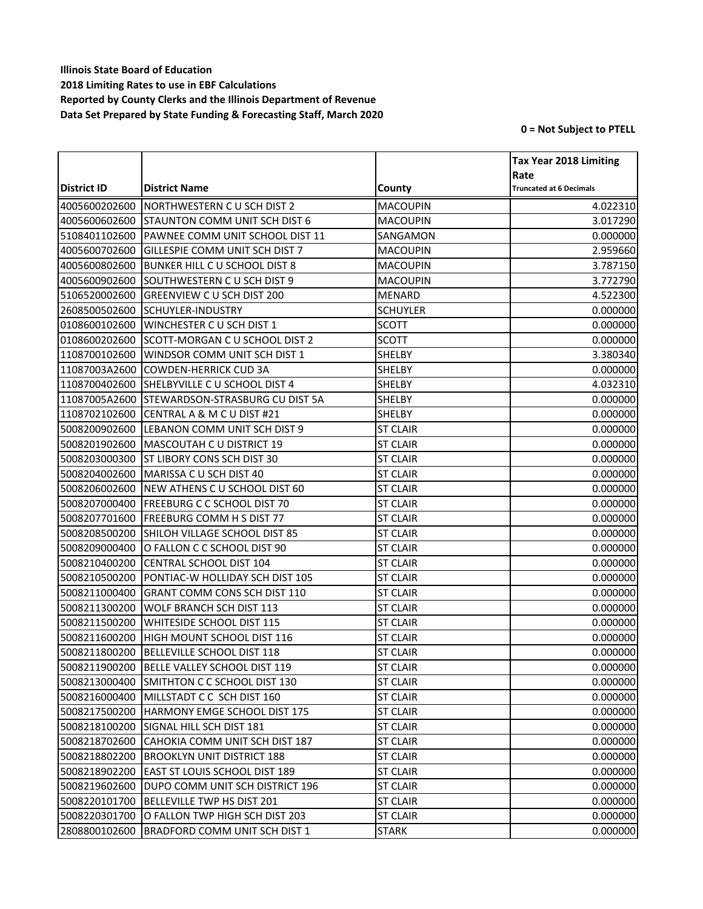**Illinois State Board of Education**

**2018 Limiting Rates to use in EBF Calculations**

**Reported by County Clerks and the Illinois Department of Revenue**

**Data Set Prepared by State Funding & Forecasting Staff, March 2020**

**0 = Not Subject to PTELL**

| District ID | District Name | County | Tax Year 2018 Limiting Rate Truncated at 6 Decimals |
|---|---|---|---|
| 4005600202600 | NORTHWESTERN C U SCH DIST 2 | MACOUPIN | 4.022310 |
| 4005600602600 | STAUNTON COMM UNIT SCH DIST 6 | MACOUPIN | 3.017290 |
| 5108401102600 | PAWNEE COMM UNIT SCHOOL DIST 11 | SANGAMON | 0.000000 |
| 4005600702600 | GILLESPIE COMM UNIT SCH DIST 7 | MACOUPIN | 2.959660 |
| 4005600802600 | BUNKER HILL C U SCHOOL DIST 8 | MACOUPIN | 3.787150 |
| 4005600902600 | SOUTHWESTERN C U SCH DIST 9 | MACOUPIN | 3.772790 |
| 5106520002600 | GREENVIEW C U SCH DIST 200 | MENARD | 4.522300 |
| 2608500502600 | SCHUYLER-INDUSTRY | SCHUYLER | 0.000000 |
| 0108600102600 | WINCHESTER C U SCH DIST 1 | SCOTT | 0.000000 |
| 0108600202600 | SCOTT-MORGAN C U SCHOOL DIST 2 | SCOTT | 0.000000 |
| 1108700102600 | WINDSOR COMM UNIT SCH DIST 1 | SHELBY | 3.380340 |
| 11087003A2600 | COWDEN-HERRICK CUD 3A | SHELBY | 0.000000 |
| 1108700402600 | SHELBYVILLE C U SCHOOL DIST 4 | SHELBY | 4.032310 |
| 11087005A2600 | STEWARDSON-STRASBURG CU DIST 5A | SHELBY | 0.000000 |
| 1108702102600 | CENTRAL A & M C U DIST #21 | SHELBY | 0.000000 |
| 5008200902600 | LEBANON COMM UNIT SCH DIST 9 | ST CLAIR | 0.000000 |
| 5008201902600 | MASCOUTAH C U DISTRICT 19 | ST CLAIR | 0.000000 |
| 5008203000300 | ST LIBORY CONS SCH DIST 30 | ST CLAIR | 0.000000 |
| 5008204002600 | MARISSA C U SCH DIST 40 | ST CLAIR | 0.000000 |
| 5008206002600 | NEW ATHENS C U SCHOOL DIST 60 | ST CLAIR | 0.000000 |
| 5008207000400 | FREEBURG C C SCHOOL DIST 70 | ST CLAIR | 0.000000 |
| 5008207701600 | FREEBURG COMM H S DIST 77 | ST CLAIR | 0.000000 |
| 5008208500200 | SHILOH VILLAGE SCHOOL DIST 85 | ST CLAIR | 0.000000 |
| 5008209000400 | O FALLON C C SCHOOL DIST 90 | ST CLAIR | 0.000000 |
| 5008210400200 | CENTRAL SCHOOL DIST 104 | ST CLAIR | 0.000000 |
| 5008210500200 | PONTIAC-W HOLLIDAY SCH DIST 105 | ST CLAIR | 0.000000 |
| 5008211000400 | GRANT COMM CONS SCH DIST 110 | ST CLAIR | 0.000000 |
| 5008211300200 | WOLF BRANCH SCH DIST 113 | ST CLAIR | 0.000000 |
| 5008211500200 | WHITESIDE SCHOOL DIST 115 | ST CLAIR | 0.000000 |
| 5008211600200 | HIGH MOUNT SCHOOL DIST 116 | ST CLAIR | 0.000000 |
| 5008211800200 | BELLEVILLE SCHOOL DIST 118 | ST CLAIR | 0.000000 |
| 5008211900200 | BELLE VALLEY SCHOOL DIST 119 | ST CLAIR | 0.000000 |
| 5008213000400 | SMITHTON C C SCHOOL DIST 130 | ST CLAIR | 0.000000 |
| 5008216000400 | MILLSTADT C C SCH DIST 160 | ST CLAIR | 0.000000 |
| 5008217500200 | HARMONY EMGE SCHOOL DIST 175 | ST CLAIR | 0.000000 |
| 5008218100200 | SIGNAL HILL SCH DIST 181 | ST CLAIR | 0.000000 |
| 5008218702600 | CAHOKIA COMM UNIT SCH DIST 187 | ST CLAIR | 0.000000 |
| 5008218802200 | BROOKLYN UNIT DISTRICT 188 | ST CLAIR | 0.000000 |
| 5008218902200 | EAST ST LOUIS SCHOOL DIST 189 | ST CLAIR | 0.000000 |
| 5008219602600 | DUPO COMM UNIT SCH DISTRICT 196 | ST CLAIR | 0.000000 |
| 5008220101700 | BELLEVILLE TWP HS DIST 201 | ST CLAIR | 0.000000 |
| 5008220301700 | O FALLON TWP HIGH SCH DIST 203 | ST CLAIR | 0.000000 |
| 2808800102600 | BRADFORD COMM UNIT SCH DIST 1 | STARK | 0.000000 |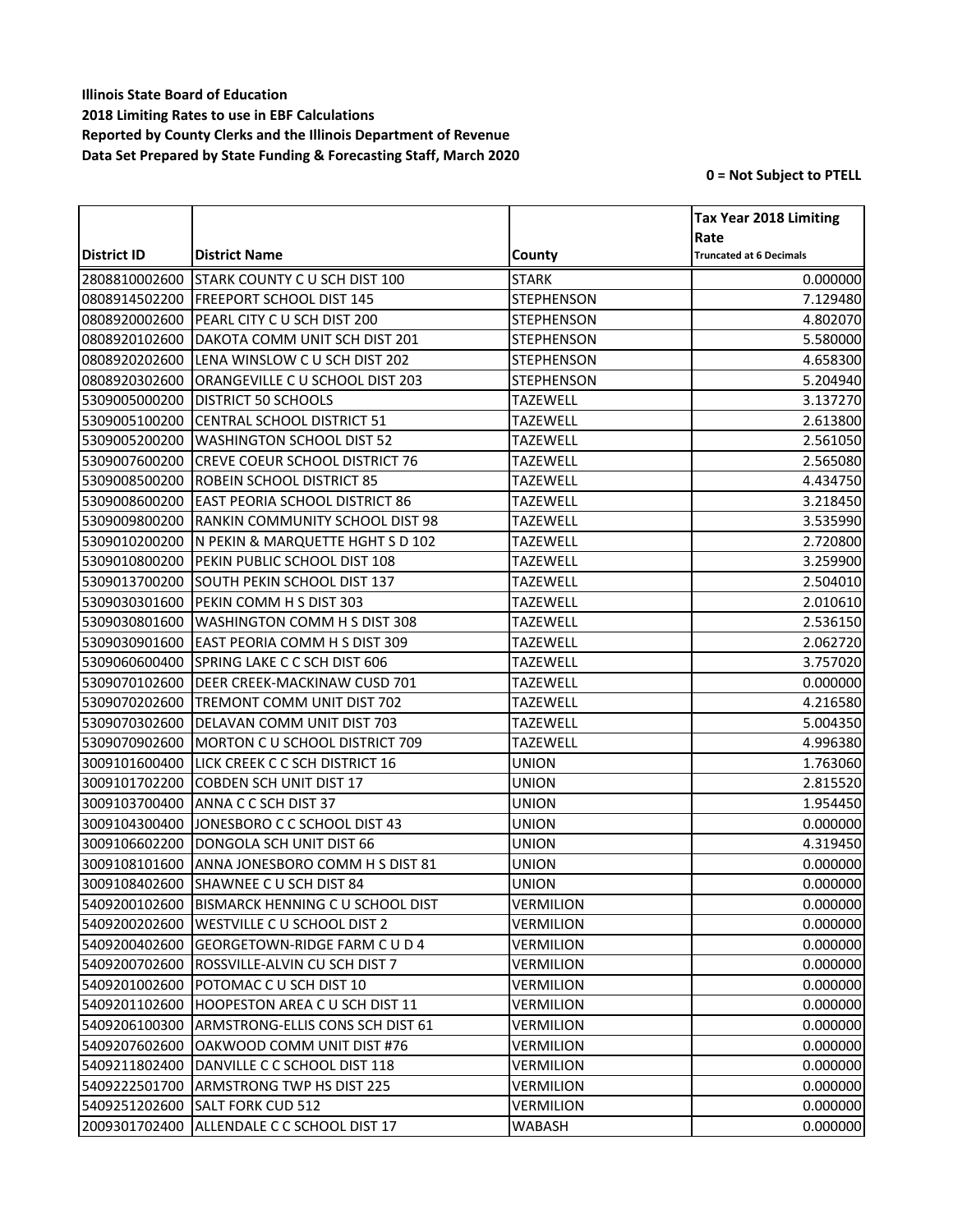**Illinois State Board of Education**
**2018 Limiting Rates to use in EBF Calculations**
**Reported by County Clerks and the Illinois Department of Revenue**
**Data Set Prepared by State Funding & Forecasting Staff, March 2020**

**0 = Not Subject to PTELL**

| District ID | District Name | County | Tax Year 2018 Limiting Rate Truncated at 6 Decimals |
|---|---|---|---|
| 2808810002600 | STARK COUNTY C U SCH DIST 100 | STARK | 0.000000 |
| 0808914502200 | FREEPORT SCHOOL DIST 145 | STEPHENSON | 7.129480 |
| 0808920002600 | PEARL CITY C U SCH DIST 200 | STEPHENSON | 4.802070 |
| 0808920102600 | DAKOTA COMM UNIT SCH DIST 201 | STEPHENSON | 5.580000 |
| 0808920202600 | LENA WINSLOW C U SCH DIST 202 | STEPHENSON | 4.658300 |
| 0808920302600 | ORANGEVILLE C U SCHOOL DIST 203 | STEPHENSON | 5.204940 |
| 5309005000200 | DISTRICT 50 SCHOOLS | TAZEWELL | 3.137270 |
| 5309005100200 | CENTRAL SCHOOL DISTRICT 51 | TAZEWELL | 2.613800 |
| 5309005200200 | WASHINGTON SCHOOL DIST 52 | TAZEWELL | 2.561050 |
| 5309007600200 | CREVE COEUR SCHOOL DISTRICT 76 | TAZEWELL | 2.565080 |
| 5309008500200 | ROBEIN SCHOOL DISTRICT 85 | TAZEWELL | 4.434750 |
| 5309008600200 | EAST PEORIA SCHOOL DISTRICT 86 | TAZEWELL | 3.218450 |
| 5309009800200 | RANKIN COMMUNITY SCHOOL DIST 98 | TAZEWELL | 3.535990 |
| 5309010200200 | N PEKIN & MARQUETTE HGHT S D 102 | TAZEWELL | 2.720800 |
| 5309010800200 | PEKIN PUBLIC SCHOOL DIST 108 | TAZEWELL | 3.259900 |
| 5309013700200 | SOUTH PEKIN SCHOOL DIST 137 | TAZEWELL | 2.504010 |
| 5309030301600 | PEKIN COMM H S DIST 303 | TAZEWELL | 2.010610 |
| 5309030801600 | WASHINGTON COMM H S DIST 308 | TAZEWELL | 2.536150 |
| 5309030901600 | EAST PEORIA COMM H S DIST 309 | TAZEWELL | 2.062720 |
| 5309060600400 | SPRING LAKE C C SCH DIST 606 | TAZEWELL | 3.757020 |
| 5309070102600 | DEER CREEK-MACKINAW CUSD 701 | TAZEWELL | 0.000000 |
| 5309070202600 | TREMONT COMM UNIT DIST 702 | TAZEWELL | 4.216580 |
| 5309070302600 | DELAVAN COMM UNIT DIST 703 | TAZEWELL | 5.004350 |
| 5309070902600 | MORTON C U SCHOOL DISTRICT 709 | TAZEWELL | 4.996380 |
| 3009101600400 | LICK CREEK C C SCH DISTRICT 16 | UNION | 1.763060 |
| 3009101702200 | COBDEN SCH UNIT DIST 17 | UNION | 2.815520 |
| 3009103700400 | ANNA C C SCH DIST 37 | UNION | 1.954450 |
| 3009104300400 | JONESBORO C C SCHOOL DIST 43 | UNION | 0.000000 |
| 3009106602200 | DONGOLA SCH UNIT DIST 66 | UNION | 4.319450 |
| 3009108101600 | ANNA JONESBORO COMM H S DIST 81 | UNION | 0.000000 |
| 3009108402600 | SHAWNEE C U SCH DIST 84 | UNION | 0.000000 |
| 5409200102600 | BISMARCK HENNING C U SCHOOL DIST | VERMILION | 0.000000 |
| 5409200202600 | WESTVILLE C U SCHOOL DIST 2 | VERMILION | 0.000000 |
| 5409200402600 | GEORGETOWN-RIDGE FARM C U D 4 | VERMILION | 0.000000 |
| 5409200702600 | ROSSVILLE-ALVIN CU SCH DIST 7 | VERMILION | 0.000000 |
| 5409201002600 | POTOMAC C U SCH DIST 10 | VERMILION | 0.000000 |
| 5409201102600 | HOOPESTON AREA C U SCH DIST 11 | VERMILION | 0.000000 |
| 5409206100300 | ARMSTRONG-ELLIS CONS SCH DIST 61 | VERMILION | 0.000000 |
| 5409207602600 | OAKWOOD COMM UNIT DIST #76 | VERMILION | 0.000000 |
| 5409211802400 | DANVILLE C C SCHOOL DIST 118 | VERMILION | 0.000000 |
| 5409222501700 | ARMSTRONG TWP HS DIST 225 | VERMILION | 0.000000 |
| 5409251202600 | SALT FORK CUD 512 | VERMILION | 0.000000 |
| 2009301702400 | ALLENDALE C C SCHOOL DIST 17 | WABASH | 0.000000 |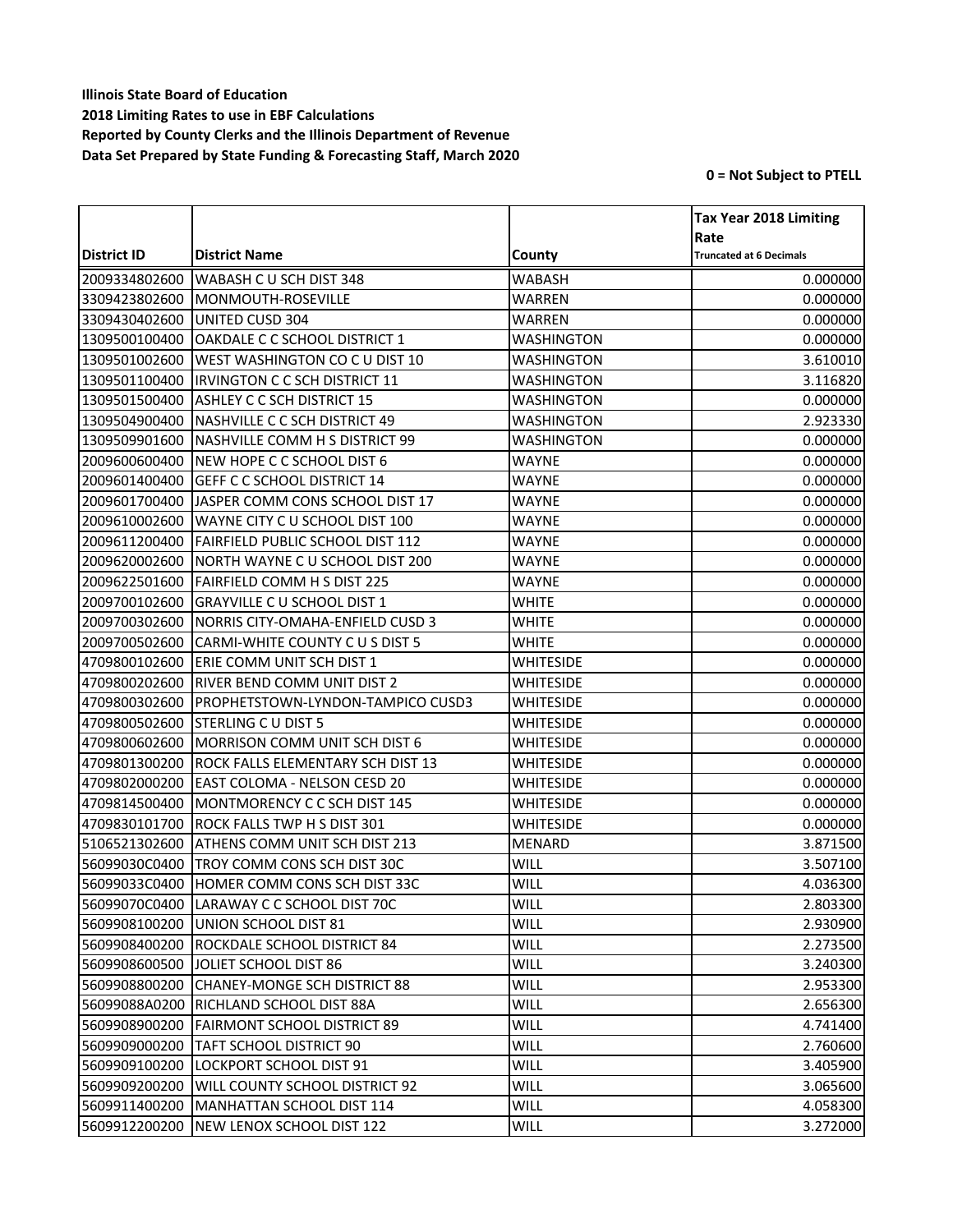**Illinois State Board of Education**
**2018 Limiting Rates to use in EBF Calculations**
**Reported by County Clerks and the Illinois Department of Revenue**
**Data Set Prepared by State Funding & Forecasting Staff, March 2020**

**0 = Not Subject to PTELL**

| District ID | District Name | County | Tax Year 2018 Limiting Rate Truncated at 6 Decimals |
|---|---|---|---|
| 2009334802600 | WABASH C U SCH DIST 348 | WABASH | 0.000000 |
| 3309423802600 | MONMOUTH-ROSEVILLE | WARREN | 0.000000 |
| 3309430402600 | UNITED CUSD 304 | WARREN | 0.000000 |
| 1309500100400 | OAKDALE C C SCHOOL DISTRICT 1 | WASHINGTON | 0.000000 |
| 1309501002600 | WEST WASHINGTON CO C U DIST 10 | WASHINGTON | 3.610010 |
| 1309501100400 | IRVINGTON C C SCH DISTRICT 11 | WASHINGTON | 3.116820 |
| 1309501500400 | ASHLEY C C SCH DISTRICT 15 | WASHINGTON | 0.000000 |
| 1309504900400 | NASHVILLE C C SCH DISTRICT 49 | WASHINGTON | 2.923330 |
| 1309509901600 | NASHVILLE COMM H S DISTRICT 99 | WASHINGTON | 0.000000 |
| 2009600600400 | NEW HOPE C C SCHOOL DIST 6 | WAYNE | 0.000000 |
| 2009601400400 | GEFF C C SCHOOL DISTRICT 14 | WAYNE | 0.000000 |
| 2009601700400 | JASPER COMM CONS SCHOOL DIST 17 | WAYNE | 0.000000 |
| 2009610002600 | WAYNE CITY C U SCHOOL DIST 100 | WAYNE | 0.000000 |
| 2009611200400 | FAIRFIELD PUBLIC SCHOOL DIST 112 | WAYNE | 0.000000 |
| 2009620002600 | NORTH WAYNE C U SCHOOL DIST 200 | WAYNE | 0.000000 |
| 2009622501600 | FAIRFIELD COMM H S DIST 225 | WAYNE | 0.000000 |
| 2009700102600 | GRAYVILLE C U SCHOOL DIST 1 | WHITE | 0.000000 |
| 2009700302600 | NORRIS CITY-OMAHA-ENFIELD CUSD 3 | WHITE | 0.000000 |
| 2009700502600 | CARMI-WHITE COUNTY C U S DIST 5 | WHITE | 0.000000 |
| 4709800102600 | ERIE COMM UNIT SCH DIST 1 | WHITESIDE | 0.000000 |
| 4709800202600 | RIVER BEND COMM UNIT DIST 2 | WHITESIDE | 0.000000 |
| 4709800302600 | PROPHETSTOWN-LYNDON-TAMPICO CUSD3 | WHITESIDE | 0.000000 |
| 4709800502600 | STERLING C U DIST 5 | WHITESIDE | 0.000000 |
| 4709800602600 | MORRISON COMM UNIT SCH DIST 6 | WHITESIDE | 0.000000 |
| 4709801300200 | ROCK FALLS ELEMENTARY SCH DIST 13 | WHITESIDE | 0.000000 |
| 4709802000200 | EAST COLOMA - NELSON CESD 20 | WHITESIDE | 0.000000 |
| 4709814500400 | MONTMORENCY C C SCH DIST 145 | WHITESIDE | 0.000000 |
| 4709830101700 | ROCK FALLS TWP H S DIST 301 | WHITESIDE | 0.000000 |
| 5106521302600 | ATHENS COMM UNIT SCH DIST 213 | MENARD | 3.871500 |
| 56099030C0400 | TROY COMM CONS SCH DIST 30C | WILL | 3.507100 |
| 56099033C0400 | HOMER COMM CONS SCH DIST 33C | WILL | 4.036300 |
| 56099070C0400 | LARAWAY C C SCHOOL DIST 70C | WILL | 2.803300 |
| 5609908100200 | UNION SCHOOL DIST 81 | WILL | 2.930900 |
| 5609908400200 | ROCKDALE SCHOOL DISTRICT 84 | WILL | 2.273500 |
| 5609908600500 | JOLIET SCHOOL DIST 86 | WILL | 3.240300 |
| 5609908800200 | CHANEY-MONGE SCH DISTRICT 88 | WILL | 2.953300 |
| 56099088A0200 | RICHLAND SCHOOL DIST 88A | WILL | 2.656300 |
| 5609908900200 | FAIRMONT SCHOOL DISTRICT 89 | WILL | 4.741400 |
| 5609909000200 | TAFT SCHOOL DISTRICT 90 | WILL | 2.760600 |
| 5609909100200 | LOCKPORT SCHOOL DIST 91 | WILL | 3.405900 |
| 5609909200200 | WILL COUNTY SCHOOL DISTRICT 92 | WILL | 3.065600 |
| 5609911400200 | MANHATTAN SCHOOL DIST 114 | WILL | 4.058300 |
| 5609912200200 | NEW LENOX SCHOOL DIST 122 | WILL | 3.272000 |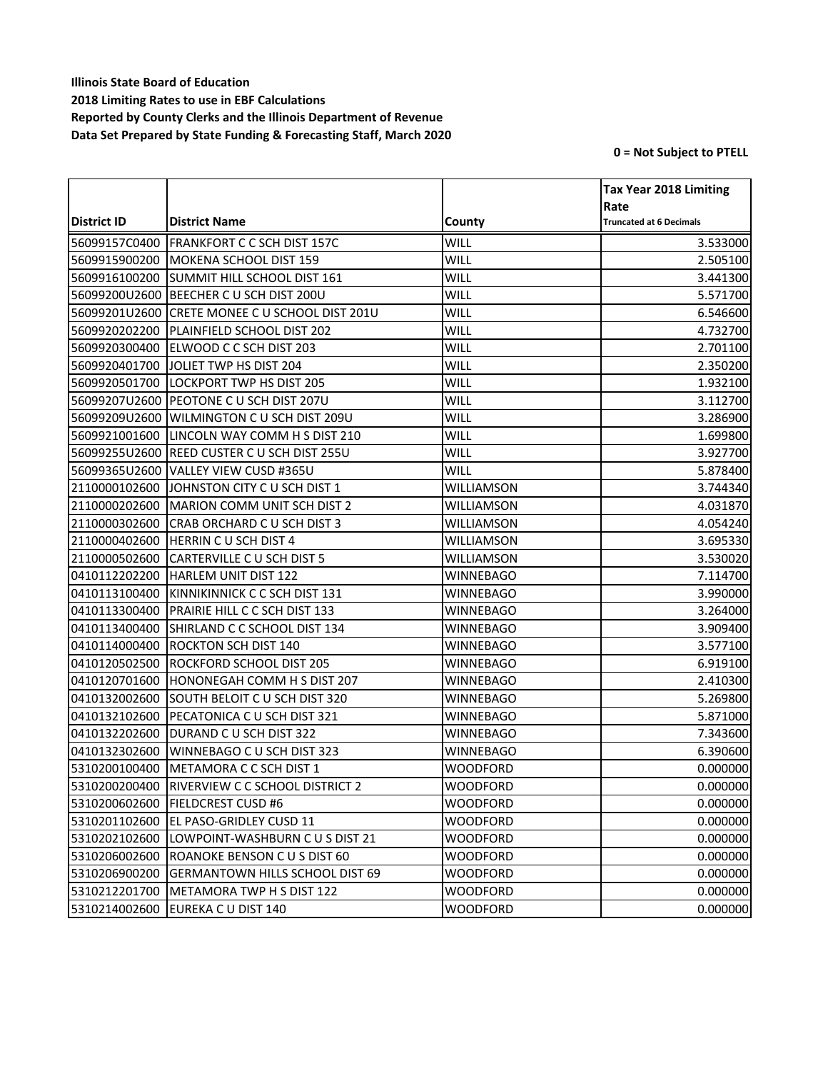**Illinois State Board of Education**
**2018 Limiting Rates to use in EBF Calculations**
**Reported by County Clerks and the Illinois Department of Revenue**
**Data Set Prepared by State Funding & Forecasting Staff, March 2020**

**0 = Not Subject to PTELL**

| District ID | District Name | County | Tax Year 2018 Limiting Rate Truncated at 6 Decimals |
|---|---|---|---|
| 56099157C0400 | FRANKFORT C C SCH DIST 157C | WILL | 3.533000 |
| 5609915900200 | MOKENA SCHOOL DIST 159 | WILL | 2.505100 |
| 5609916100200 | SUMMIT HILL SCHOOL DIST 161 | WILL | 3.441300 |
| 56099200U2600 | BEECHER C U SCH DIST 200U | WILL | 5.571700 |
| 56099201U2600 | CRETE MONEE C U SCHOOL DIST 201U | WILL | 6.546600 |
| 5609920202200 | PLAINFIELD SCHOOL DIST 202 | WILL | 4.732700 |
| 5609920300400 | ELWOOD C C SCH DIST 203 | WILL | 2.701100 |
| 5609920401700 | JOLIET TWP HS DIST 204 | WILL | 2.350200 |
| 5609920501700 | LOCKPORT TWP HS DIST 205 | WILL | 1.932100 |
| 56099207U2600 | PEOTONE C U SCH DIST 207U | WILL | 3.112700 |
| 56099209U2600 | WILMINGTON C U SCH DIST 209U | WILL | 3.286900 |
| 5609921001600 | LINCOLN WAY COMM H S DIST 210 | WILL | 1.699800 |
| 56099255U2600 | REED CUSTER C U SCH DIST 255U | WILL | 3.927700 |
| 56099365U2600 | VALLEY VIEW CUSD #365U | WILL | 5.878400 |
| 2110000102600 | JOHNSTON CITY C U SCH DIST 1 | WILLIAMSON | 3.744340 |
| 2110000202600 | MARION COMM UNIT SCH DIST 2 | WILLIAMSON | 4.031870 |
| 2110000302600 | CRAB ORCHARD C U SCH DIST 3 | WILLIAMSON | 4.054240 |
| 2110000402600 | HERRIN C U SCH DIST 4 | WILLIAMSON | 3.695330 |
| 2110000502600 | CARTERVILLE C U SCH DIST 5 | WILLIAMSON | 3.530020 |
| 0410112202200 | HARLEM UNIT DIST 122 | WINNEBAGO | 7.114700 |
| 0410113100400 | KINNIKINNICK C C SCH DIST 131 | WINNEBAGO | 3.990000 |
| 0410113300400 | PRAIRIE HILL C C SCH DIST 133 | WINNEBAGO | 3.264000 |
| 0410113400400 | SHIRLAND C C SCHOOL DIST 134 | WINNEBAGO | 3.909400 |
| 0410114000400 | ROCKTON SCH DIST 140 | WINNEBAGO | 3.577100 |
| 0410120502500 | ROCKFORD SCHOOL DIST 205 | WINNEBAGO | 6.919100 |
| 0410120701600 | HONONEGAH COMM H S DIST 207 | WINNEBAGO | 2.410300 |
| 0410132002600 | SOUTH BELOIT C U SCH DIST 320 | WINNEBAGO | 5.269800 |
| 0410132102600 | PECATONICA C U SCH DIST 321 | WINNEBAGO | 5.871000 |
| 0410132202600 | DURAND C U SCH DIST 322 | WINNEBAGO | 7.343600 |
| 0410132302600 | WINNEBAGO C U SCH DIST 323 | WINNEBAGO | 6.390600 |
| 5310200100400 | METAMORA C C SCH DIST 1 | WOODFORD | 0.000000 |
| 5310200200400 | RIVERVIEW C C SCHOOL DISTRICT 2 | WOODFORD | 0.000000 |
| 5310200602600 | FIELDCREST CUSD #6 | WOODFORD | 0.000000 |
| 5310201102600 | EL PASO-GRIDLEY CUSD 11 | WOODFORD | 0.000000 |
| 5310202102600 | LOWPOINT-WASHBURN C U S DIST 21 | WOODFORD | 0.000000 |
| 5310206002600 | ROANOKE BENSON C U S DIST 60 | WOODFORD | 0.000000 |
| 5310206900200 | GERMANTOWN HILLS SCHOOL DIST 69 | WOODFORD | 0.000000 |
| 5310212201700 | METAMORA TWP H S DIST 122 | WOODFORD | 0.000000 |
| 5310214002600 | EUREKA C U DIST 140 | WOODFORD | 0.000000 |